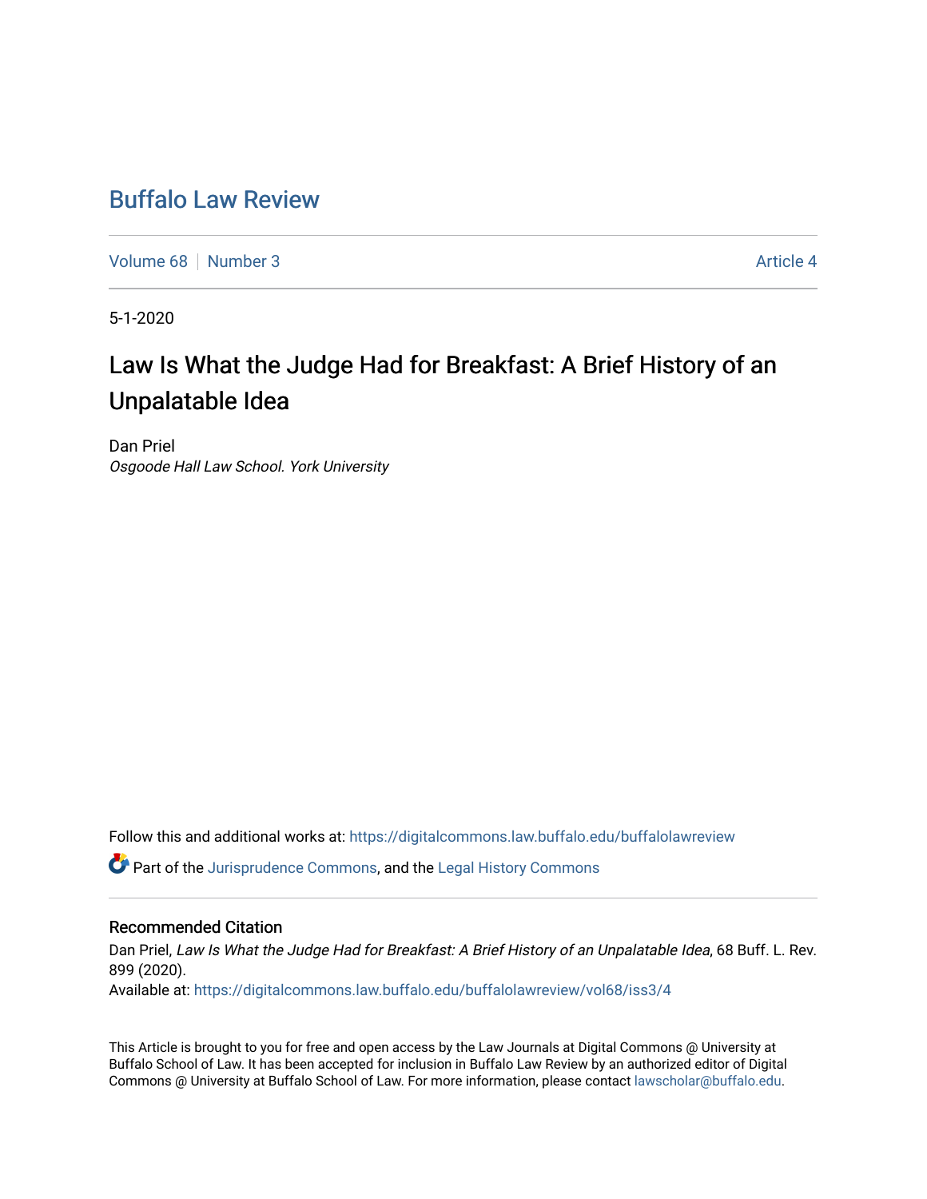# Buffalo Law Review

Volume 68 | Number 3 | Article 4

5-1-2020

## Law Is What the Judge Had for Breakfast: A Brief History of an Unpalatable Idea

Dan Priel
*Osgoode Hall Law School. York University*

Follow this and additional works at: https://digitalcommons.law.buffalo.edu/buffalolawreview

Part of the Jurisprudence Commons, and the Legal History Commons

### Recommended Citation

Dan Priel, *Law Is What the Judge Had for Breakfast: A Brief History of an Unpalatable Idea*, 68 Buff. L. Rev. 899 (2020).
Available at: https://digitalcommons.law.buffalo.edu/buffalolawreview/vol68/iss3/4

This Article is brought to you for free and open access by the Law Journals at Digital Commons @ University at Buffalo School of Law. It has been accepted for inclusion in Buffalo Law Review by an authorized editor of Digital Commons @ University at Buffalo School of Law. For more information, please contact lawscholar@buffalo.edu.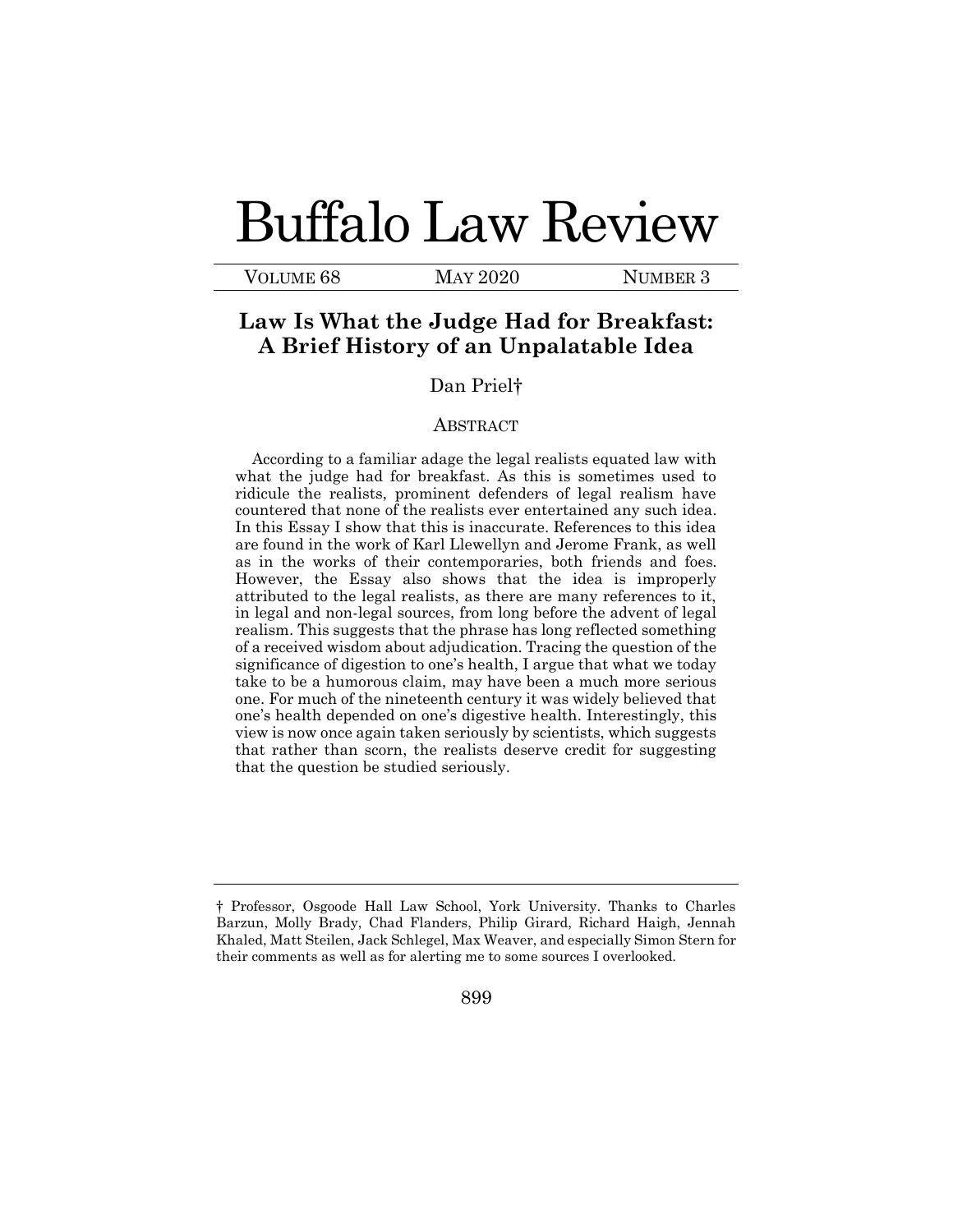# Buffalo Law Review

VOLUME 68 MAY 2020 NUMBER 3

## Law Is What the Judge Had for Breakfast: A Brief History of an Unpalatable Idea

Dan Priel†

ABSTRACT

According to a familiar adage the legal realists equated law with what the judge had for breakfast. As this is sometimes used to ridicule the realists, prominent defenders of legal realism have countered that none of the realists ever entertained any such idea. In this Essay I show that this is inaccurate. References to this idea are found in the work of Karl Llewellyn and Jerome Frank, as well as in the works of their contemporaries, both friends and foes. However, the Essay also shows that the idea is improperly attributed to the legal realists, as there are many references to it, in legal and non-legal sources, from long before the advent of legal realism. This suggests that the phrase has long reflected something of a received wisdom about adjudication. Tracing the question of the significance of digestion to one's health, I argue that what we today take to be a humorous claim, may have been a much more serious one. For much of the nineteenth century it was widely believed that one's health depended on one's digestive health. Interestingly, this view is now once again taken seriously by scientists, which suggests that rather than scorn, the realists deserve credit for suggesting that the question be studied seriously.

---

† Professor, Osgoode Hall Law School, York University. Thanks to Charles Barzun, Molly Brady, Chad Flanders, Philip Girard, Richard Haigh, Jennah Khaled, Matt Steilen, Jack Schlegel, Max Weaver, and especially Simon Stern for their comments as well as for alerting me to some sources I overlooked.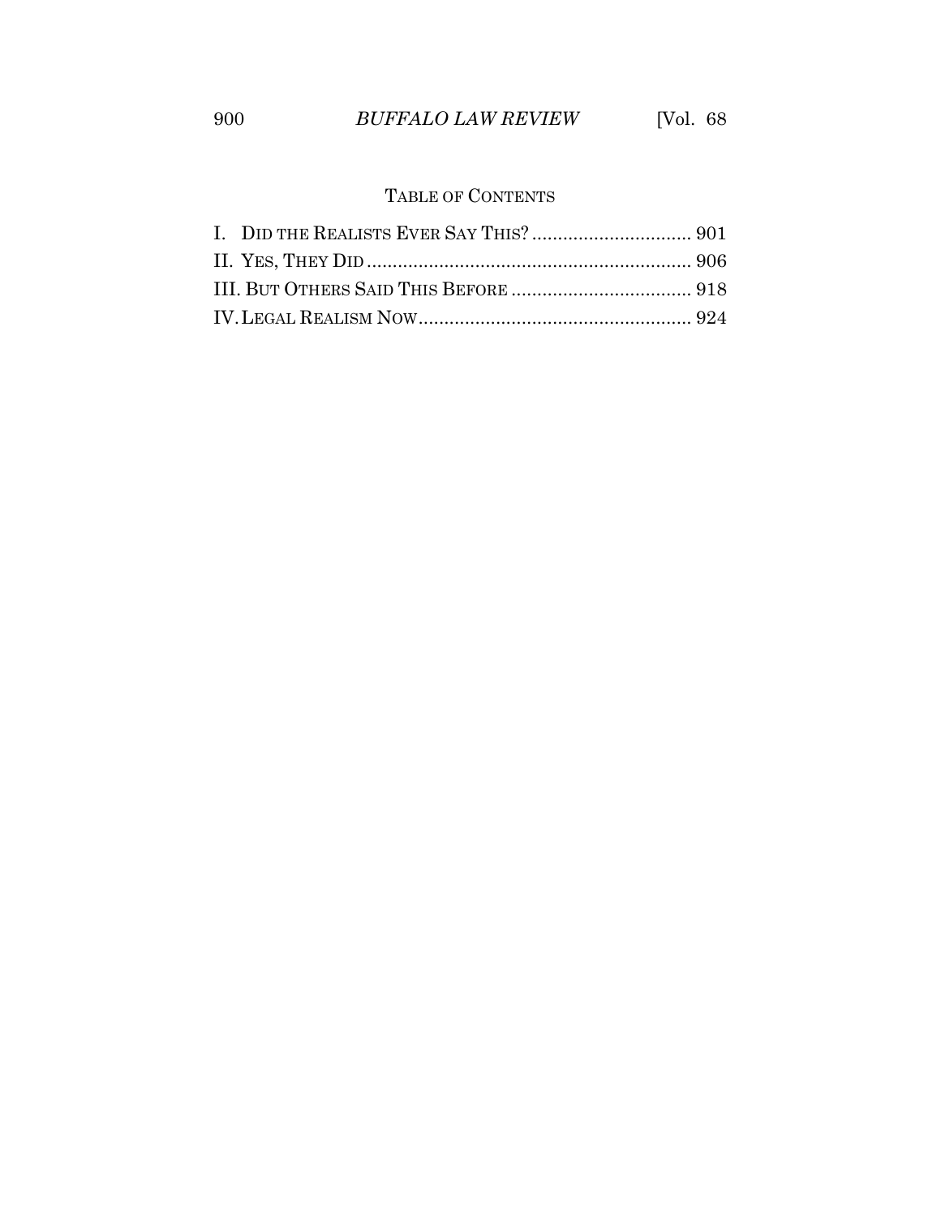## TABLE OF CONTENTS

I. DID THE REALISTS EVER SAY THIS? ............................... 901

II. YES, THEY DID ............................................................... 906

III. BUT OTHERS SAID THIS BEFORE ................................... 918

IV. LEGAL REALISM NOW .................................................... 924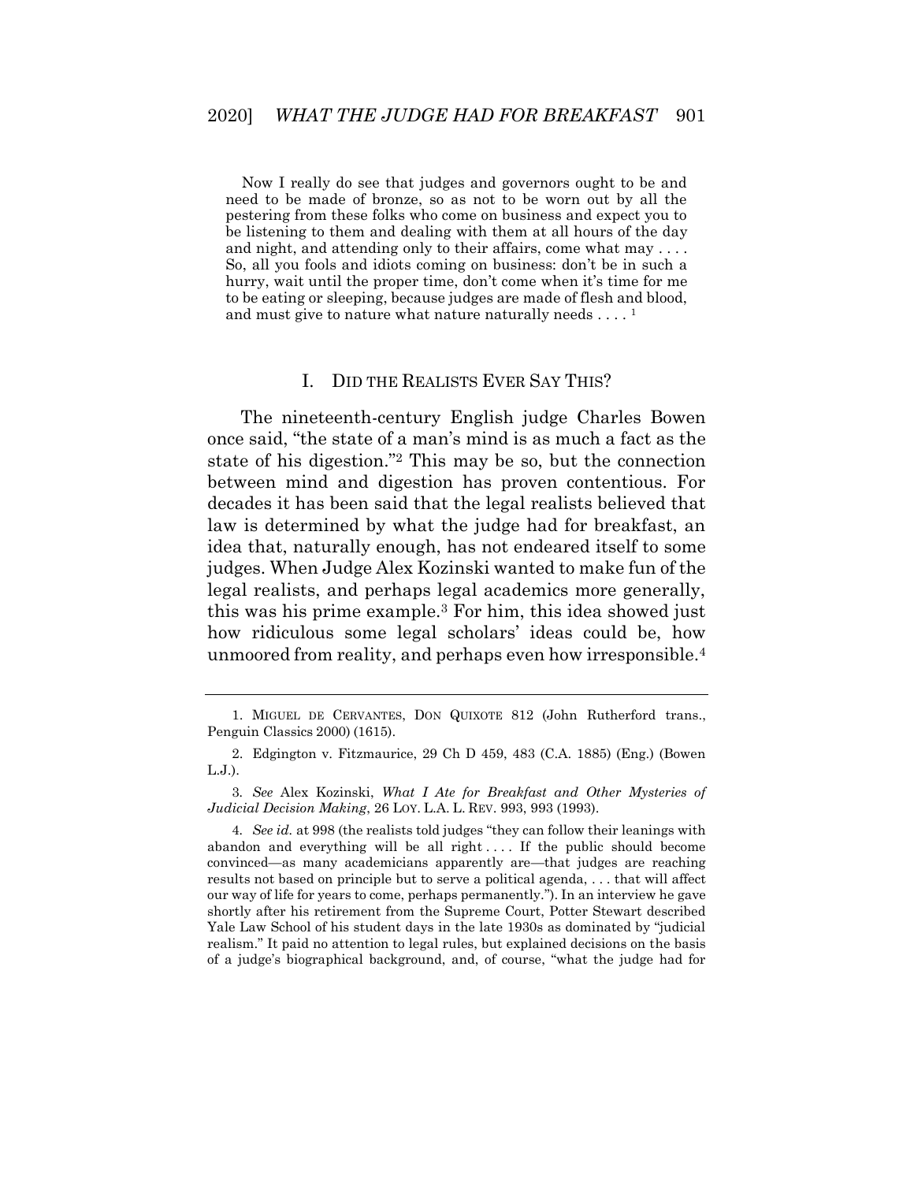> Now I really do see that judges and governors ought to be and need to be made of bronze, so as not to be worn out by all the pestering from these folks who come on business and expect you to be listening to them and dealing with them at all hours of the day and night, and attending only to their affairs, come what may . . . . So, all you fools and idiots coming on business: don't be in such a hurry, wait until the proper time, don't come when it's time for me to be eating or sleeping, because judges are made of flesh and blood, and must give to nature what nature naturally needs . . . . [1]

## I. DID THE REALISTS EVER SAY THIS?

The nineteenth-century English judge Charles Bowen once said, "the state of a man's mind is as much a fact as the state of his digestion."[2] This may be so, but the connection between mind and digestion has proven contentious. For decades it has been said that the legal realists believed that law is determined by what the judge had for breakfast, an idea that, naturally enough, has not endeared itself to some judges. When Judge Alex Kozinski wanted to make fun of the legal realists, and perhaps legal academics more generally, this was his prime example.[3] For him, this idea showed just how ridiculous some legal scholars' ideas could be, how unmoored from reality, and perhaps even how irresponsible.[4]

---

1. MIGUEL DE CERVANTES, DON QUIXOTE 812 (John Rutherford trans., Penguin Classics 2000) (1615).

2. Edgington v. Fitzmaurice, 29 Ch D 459, 483 (C.A. 1885) (Eng.) (Bowen L.J.).

3. *See* Alex Kozinski, *What I Ate for Breakfast and Other Mysteries of Judicial Decision Making*, 26 LOY. L.A. L. REV. 993, 993 (1993).

4. *See id.* at 998 (the realists told judges "they can follow their leanings with abandon and everything will be all right . . . . If the public should become convinced—as many academicians apparently are—that judges are reaching results not based on principle but to serve a political agenda, . . . that will affect our way of life for years to come, perhaps permanently."). In an interview he gave shortly after his retirement from the Supreme Court, Potter Stewart described Yale Law School of his student days in the late 1930s as dominated by "judicial realism." It paid no attention to legal rules, but explained decisions on the basis of a judge's biographical background, and, of course, "what the judge had for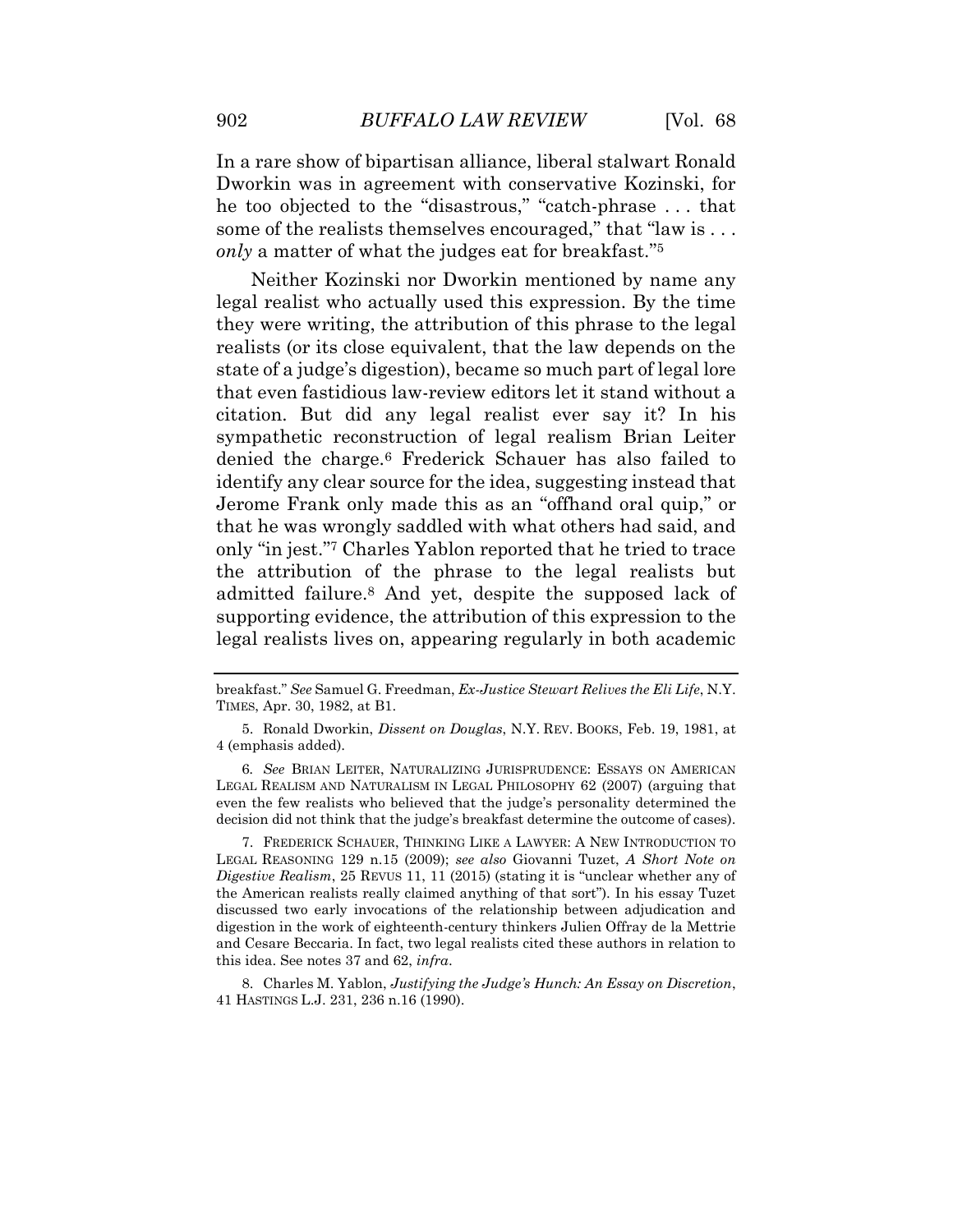In a rare show of bipartisan alliance, liberal stalwart Ronald Dworkin was in agreement with conservative Kozinski, for he too objected to the "disastrous," "catch-phrase . . . that some of the realists themselves encouraged," that "law is . . . *only* a matter of what the judges eat for breakfast."[5]

Neither Kozinski nor Dworkin mentioned by name any legal realist who actually used this expression. By the time they were writing, the attribution of this phrase to the legal realists (or its close equivalent, that the law depends on the state of a judge's digestion), became so much part of legal lore that even fastidious law-review editors let it stand without a citation. But did any legal realist ever say it? In his sympathetic reconstruction of legal realism Brian Leiter denied the charge.[6] Frederick Schauer has also failed to identify any clear source for the idea, suggesting instead that Jerome Frank only made this as an "offhand oral quip," or that he was wrongly saddled with what others had said, and only "in jest."[7] Charles Yablon reported that he tried to trace the attribution of the phrase to the legal realists but admitted failure.[8] And yet, despite the supposed lack of supporting evidence, the attribution of this expression to the legal realists lives on, appearing regularly in both academic

---

breakfast." *See* Samuel G. Freedman, *Ex-Justice Stewart Relives the Eli Life*, N.Y. TIMES, Apr. 30, 1982, at B1.

5. Ronald Dworkin, *Dissent on Douglas*, N.Y. REV. BOOKS, Feb. 19, 1981, at 4 (emphasis added).

6. *See* BRIAN LEITER, NATURALIZING JURISPRUDENCE: ESSAYS ON AMERICAN LEGAL REALISM AND NATURALISM IN LEGAL PHILOSOPHY 62 (2007) (arguing that even the few realists who believed that the judge's personality determined the decision did not think that the judge's breakfast determine the outcome of cases).

7. FREDERICK SCHAUER, THINKING LIKE A LAWYER: A NEW INTRODUCTION TO LEGAL REASONING 129 n.15 (2009); *see also* Giovanni Tuzet, *A Short Note on Digestive Realism*, 25 REVUS 11, 11 (2015) (stating it is "unclear whether any of the American realists really claimed anything of that sort"). In his essay Tuzet discussed two early invocations of the relationship between adjudication and digestion in the work of eighteenth-century thinkers Julien Offray de la Mettrie and Cesare Beccaria. In fact, two legal realists cited these authors in relation to this idea. See notes 37 and 62, *infra*.

8. Charles M. Yablon, *Justifying the Judge's Hunch: An Essay on Discretion*, 41 HASTINGS L.J. 231, 236 n.16 (1990).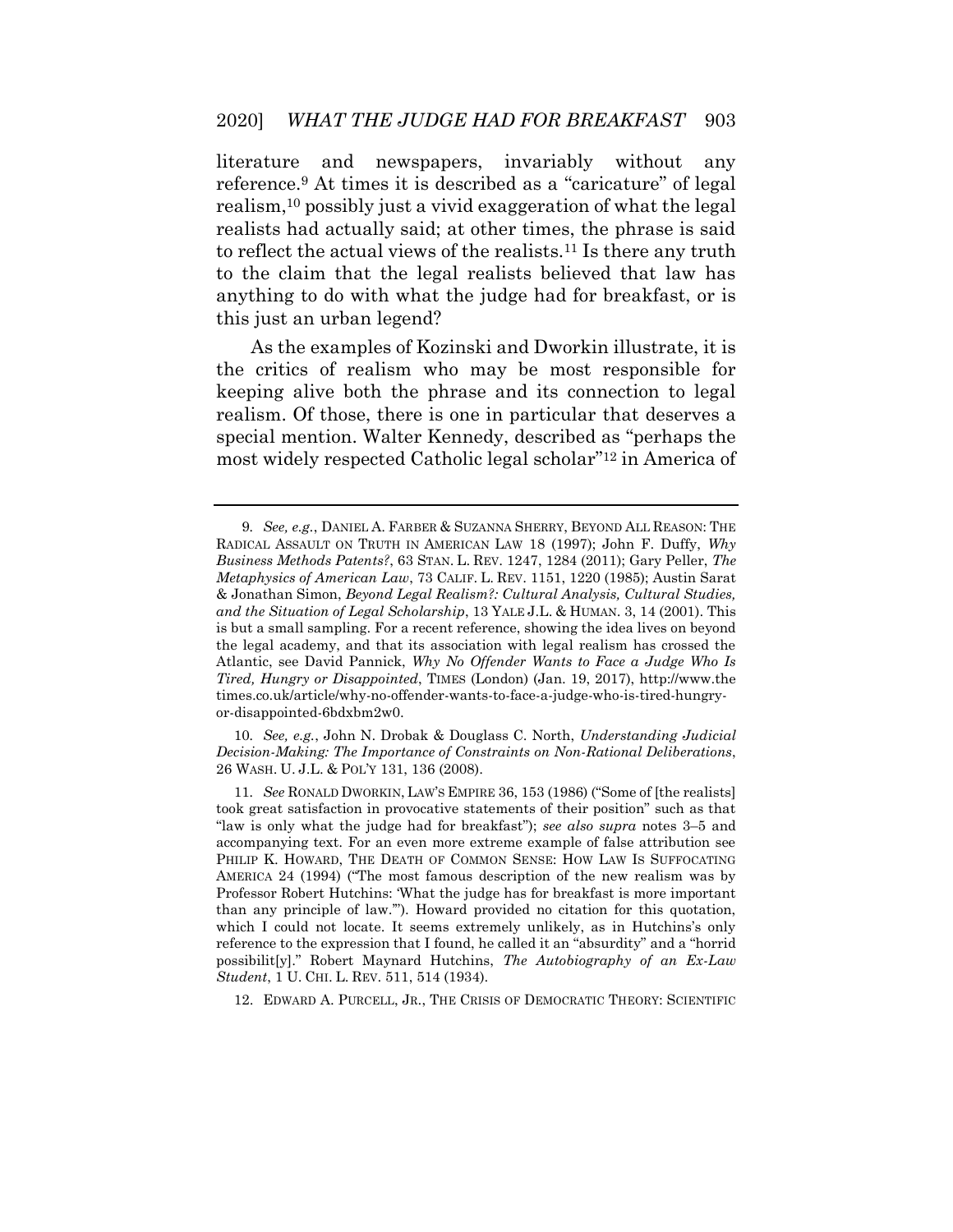literature and newspapers, invariably without any reference.[9] At times it is described as a "caricature" of legal realism,[10] possibly just a vivid exaggeration of what the legal realists had actually said; at other times, the phrase is said to reflect the actual views of the realists.[11] Is there any truth to the claim that the legal realists believed that law has anything to do with what the judge had for breakfast, or is this just an urban legend?

As the examples of Kozinski and Dworkin illustrate, it is the critics of realism who may be most responsible for keeping alive both the phrase and its connection to legal realism. Of those, there is one in particular that deserves a special mention. Walter Kennedy, described as "perhaps the most widely respected Catholic legal scholar"[12] in America of

---

9. *See, e.g.*, DANIEL A. FARBER & SUZANNA SHERRY, BEYOND ALL REASON: THE RADICAL ASSAULT ON TRUTH IN AMERICAN LAW 18 (1997); John F. Duffy, *Why Business Methods Patents?*, 63 STAN. L. REV. 1247, 1284 (2011); Gary Peller, *The Metaphysics of American Law*, 73 CALIF. L. REV. 1151, 1220 (1985); Austin Sarat & Jonathan Simon, *Beyond Legal Realism?: Cultural Analysis, Cultural Studies, and the Situation of Legal Scholarship*, 13 YALE J.L. & HUMAN. 3, 14 (2001). This is but a small sampling. For a recent reference, showing the idea lives on beyond the legal academy, and that its association with legal realism has crossed the Atlantic, see David Pannick, *Why No Offender Wants to Face a Judge Who Is Tired, Hungry or Disappointed*, TIMES (London) (Jan. 19, 2017), http://www.thetimes.co.uk/article/why-no-offender-wants-to-face-a-judge-who-is-tired-hungry-or-disappointed-6bdxbm2w0.

10. *See, e.g.*, John N. Drobak & Douglass C. North, *Understanding Judicial Decision-Making: The Importance of Constraints on Non-Rational Deliberations*, 26 WASH. U. J.L. & POL'Y 131, 136 (2008).

11. *See* RONALD DWORKIN, LAW'S EMPIRE 36, 153 (1986) ("Some of [the realists] took great satisfaction in provocative statements of their position" such as that "law is only what the judge had for breakfast"); *see also supra* notes 3–5 and accompanying text. For an even more extreme example of false attribution see PHILIP K. HOWARD, THE DEATH OF COMMON SENSE: HOW LAW IS SUFFOCATING AMERICA 24 (1994) ("The most famous description of the new realism was by Professor Robert Hutchins: 'What the judge has for breakfast is more important than any principle of law.'"). Howard provided no citation for this quotation, which I could not locate. It seems extremely unlikely, as in Hutchins's only reference to the expression that I found, he called it an "absurdity" and a "horrid possibilit[y]." Robert Maynard Hutchins, *The Autobiography of an Ex-Law Student*, 1 U. CHI. L. REV. 511, 514 (1934).

12. EDWARD A. PURCELL, JR., THE CRISIS OF DEMOCRATIC THEORY: SCIENTIFIC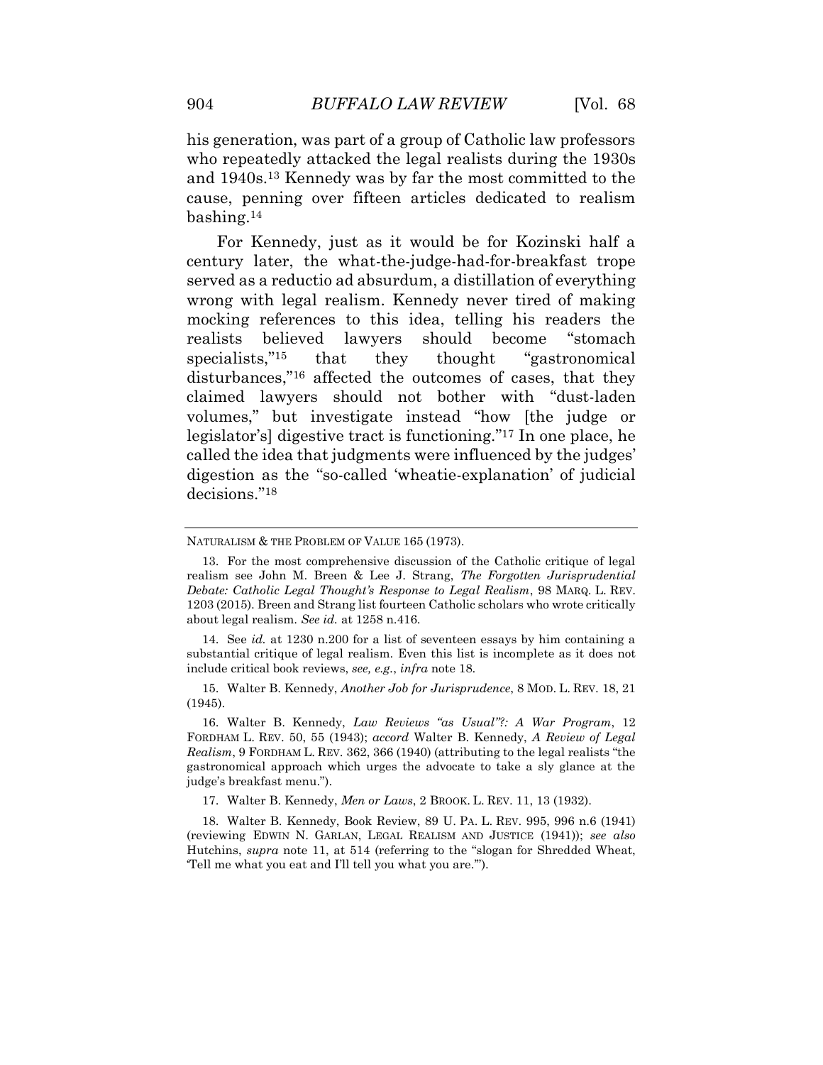his generation, was part of a group of Catholic law professors who repeatedly attacked the legal realists during the 1930s and 1940s.[13] Kennedy was by far the most committed to the cause, penning over fifteen articles dedicated to realism bashing.[14]

For Kennedy, just as it would be for Kozinski half a century later, the what-the-judge-had-for-breakfast trope served as a reductio ad absurdum, a distillation of everything wrong with legal realism. Kennedy never tired of making mocking references to this idea, telling his readers the realists believed lawyers should become "stomach specialists,"[15] that they thought "gastronomical disturbances,"[16] affected the outcomes of cases, that they claimed lawyers should not bother with "dust-laden volumes," but investigate instead "how [the judge or legislator's] digestive tract is functioning."[17] In one place, he called the idea that judgments were influenced by the judges' digestion as the "so-called 'wheatie-explanation' of judicial decisions."[18]

---

NATURALISM & THE PROBLEM OF VALUE 165 (1973).

13. For the most comprehensive discussion of the Catholic critique of legal realism see John M. Breen & Lee J. Strang, *The Forgotten Jurisprudential Debate: Catholic Legal Thought's Response to Legal Realism*, 98 MARQ. L. REV. 1203 (2015). Breen and Strang list fourteen Catholic scholars who wrote critically about legal realism. *See id.* at 1258 n.416.

14. See *id.* at 1230 n.200 for a list of seventeen essays by him containing a substantial critique of legal realism. Even this list is incomplete as it does not include critical book reviews, *see, e.g.*, *infra* note 18.

15. Walter B. Kennedy, *Another Job for Jurisprudence*, 8 MOD. L. REV. 18, 21 (1945).

16. Walter B. Kennedy, *Law Reviews "as Usual"?: A War Program*, 12 FORDHAM L. REV. 50, 55 (1943); *accord* Walter B. Kennedy, *A Review of Legal Realism*, 9 FORDHAM L. REV. 362, 366 (1940) (attributing to the legal realists "the gastronomical approach which urges the advocate to take a sly glance at the judge's breakfast menu.").

17. Walter B. Kennedy, *Men or Laws*, 2 BROOK. L. REV. 11, 13 (1932).

18. Walter B. Kennedy, Book Review, 89 U. PA. L. REV. 995, 996 n.6 (1941) (reviewing EDWIN N. GARLAN, LEGAL REALISM AND JUSTICE (1941)); *see also* Hutchins, *supra* note 11, at 514 (referring to the "slogan for Shredded Wheat, 'Tell me what you eat and I'll tell you what you are.'").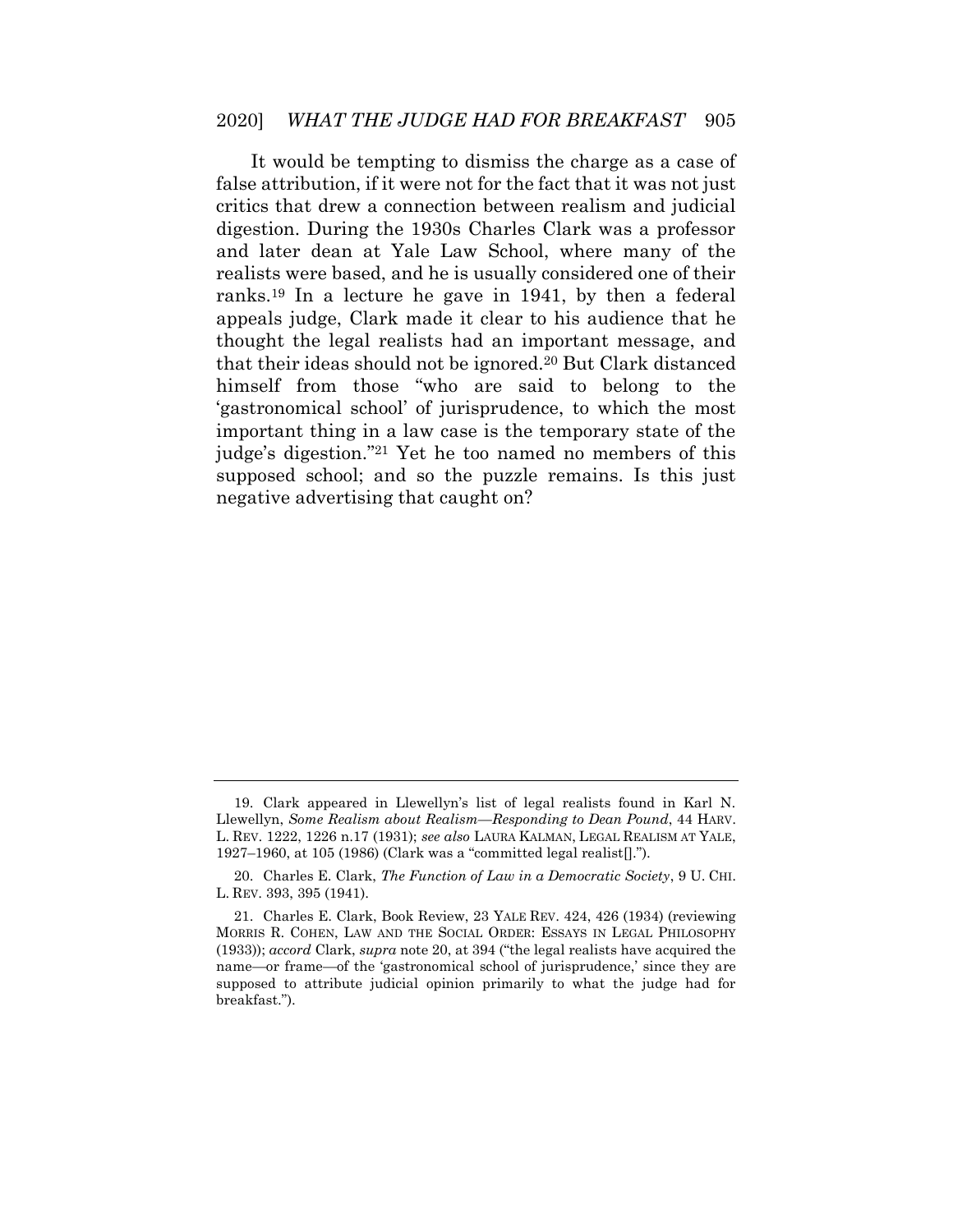It would be tempting to dismiss the charge as a case of false attribution, if it were not for the fact that it was not just critics that drew a connection between realism and judicial digestion. During the 1930s Charles Clark was a professor and later dean at Yale Law School, where many of the realists were based, and he is usually considered one of their ranks.[19] In a lecture he gave in 1941, by then a federal appeals judge, Clark made it clear to his audience that he thought the legal realists had an important message, and that their ideas should not be ignored.[20] But Clark distanced himself from those "who are said to belong to the 'gastronomical school' of jurisprudence, to which the most important thing in a law case is the temporary state of the judge's digestion."[21] Yet he too named no members of this supposed school; and so the puzzle remains. Is this just negative advertising that caught on?

---

19. Clark appeared in Llewellyn's list of legal realists found in Karl N. Llewellyn, *Some Realism about Realism—Responding to Dean Pound*, 44 HARV. L. REV. 1222, 1226 n.17 (1931); *see also* LAURA KALMAN, LEGAL REALISM AT YALE, 1927–1960, at 105 (1986) (Clark was a "committed legal realist[].").

20. Charles E. Clark, *The Function of Law in a Democratic Society*, 9 U. CHI. L. REV. 393, 395 (1941).

21. Charles E. Clark, Book Review, 23 YALE REV. 424, 426 (1934) (reviewing MORRIS R. COHEN, LAW AND THE SOCIAL ORDER: ESSAYS IN LEGAL PHILOSOPHY (1933)); *accord* Clark, *supra* note 20, at 394 ("the legal realists have acquired the name—or frame—of the 'gastronomical school of jurisprudence,' since they are supposed to attribute judicial opinion primarily to what the judge had for breakfast.").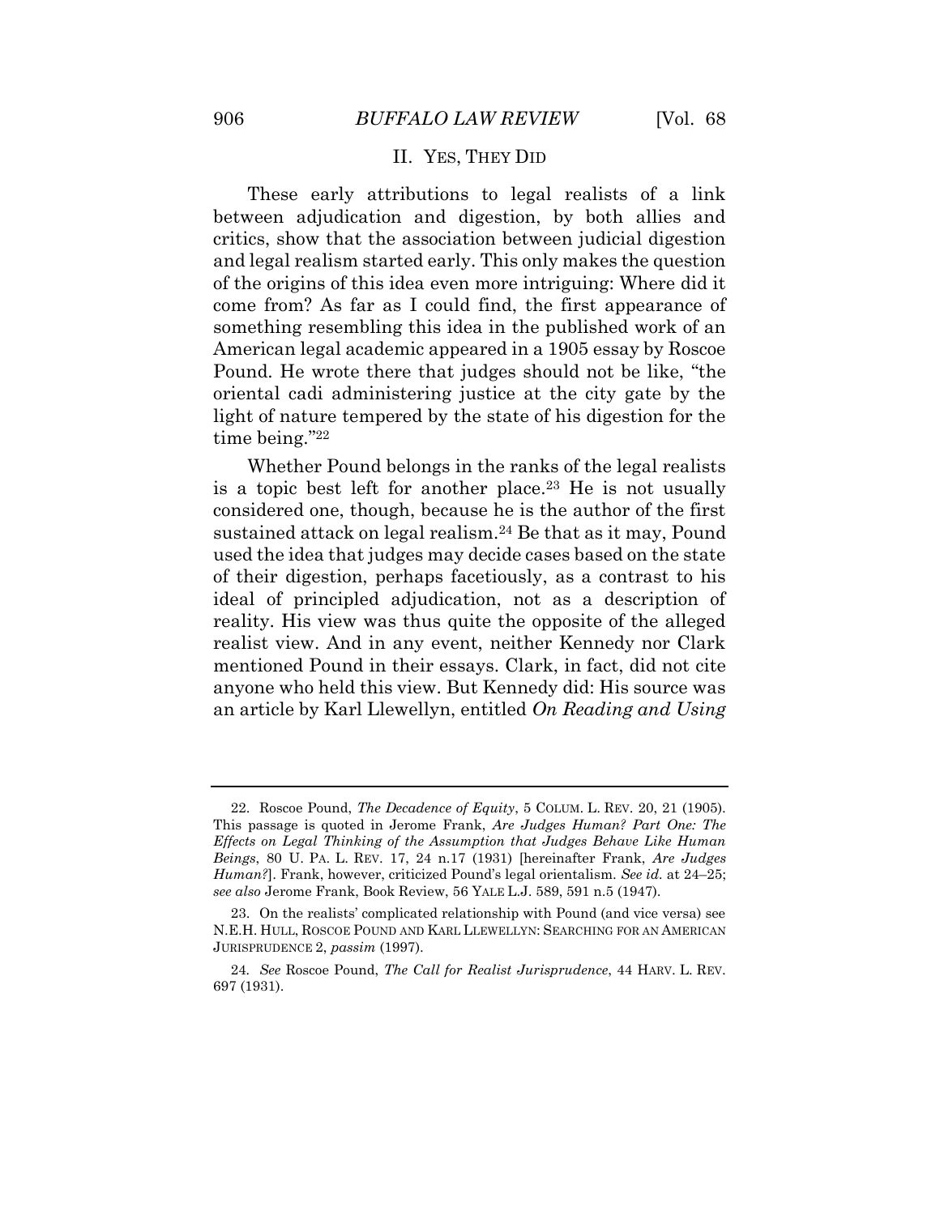## II. YES, THEY DID

These early attributions to legal realists of a link between adjudication and digestion, by both allies and critics, show that the association between judicial digestion and legal realism started early. This only makes the question of the origins of this idea even more intriguing: Where did it come from? As far as I could find, the first appearance of something resembling this idea in the published work of an American legal academic appeared in a 1905 essay by Roscoe Pound. He wrote there that judges should not be like, "the oriental cadi administering justice at the city gate by the light of nature tempered by the state of his digestion for the time being."[22]

Whether Pound belongs in the ranks of the legal realists is a topic best left for another place.[23] He is not usually considered one, though, because he is the author of the first sustained attack on legal realism.[24] Be that as it may, Pound used the idea that judges may decide cases based on the state of their digestion, perhaps facetiously, as a contrast to his ideal of principled adjudication, not as a description of reality. His view was thus quite the opposite of the alleged realist view. And in any event, neither Kennedy nor Clark mentioned Pound in their essays. Clark, in fact, did not cite anyone who held this view. But Kennedy did: His source was an article by Karl Llewellyn, entitled *On Reading and Using*

---

22. Roscoe Pound, *The Decadence of Equity*, 5 COLUM. L. REV. 20, 21 (1905). This passage is quoted in Jerome Frank, *Are Judges Human? Part One: The Effects on Legal Thinking of the Assumption that Judges Behave Like Human Beings*, 80 U. PA. L. REV. 17, 24 n.17 (1931) [hereinafter Frank, *Are Judges Human?*]. Frank, however, criticized Pound's legal orientalism. *See id.* at 24–25; *see also* Jerome Frank, Book Review, 56 YALE L.J. 589, 591 n.5 (1947).

23. On the realists' complicated relationship with Pound (and vice versa) see N.E.H. HULL, ROSCOE POUND AND KARL LLEWELLYN: SEARCHING FOR AN AMERICAN JURISPRUDENCE 2, *passim* (1997).

24. *See* Roscoe Pound, *The Call for Realist Jurisprudence*, 44 HARV. L. REV. 697 (1931).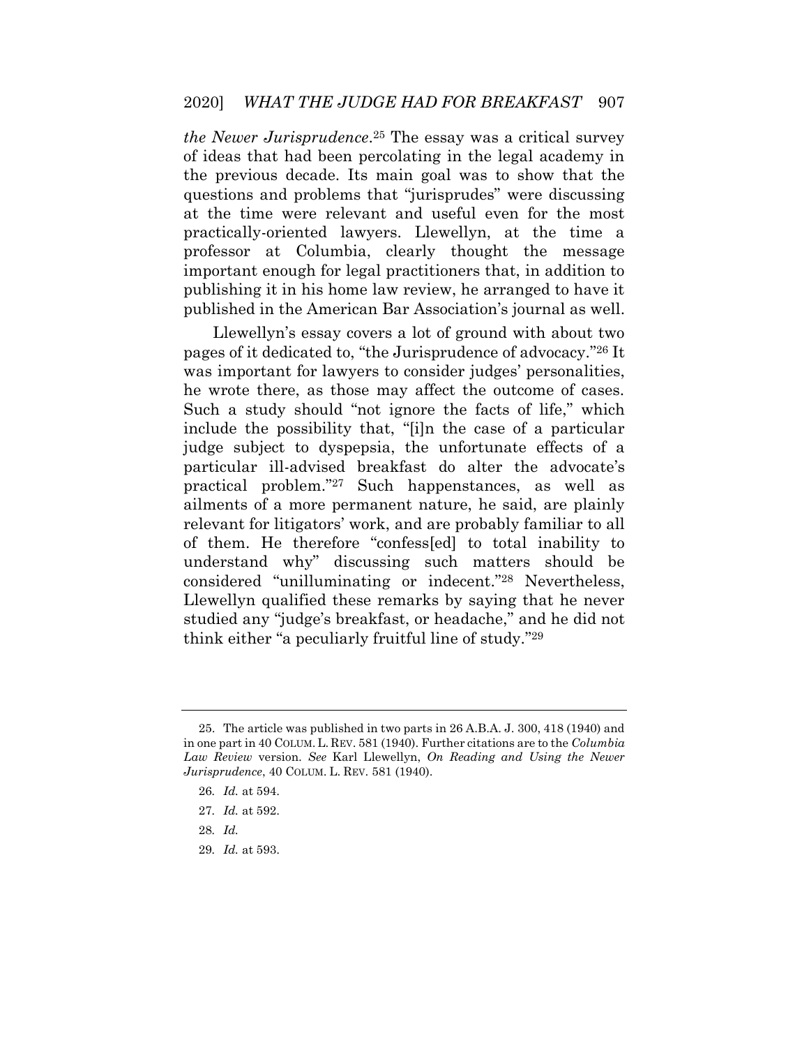*the Newer Jurisprudence*.[25] The essay was a critical survey of ideas that had been percolating in the legal academy in the previous decade. Its main goal was to show that the questions and problems that "jurisprudes" were discussing at the time were relevant and useful even for the most practically-oriented lawyers. Llewellyn, at the time a professor at Columbia, clearly thought the message important enough for legal practitioners that, in addition to publishing it in his home law review, he arranged to have it published in the American Bar Association's journal as well.

Llewellyn's essay covers a lot of ground with about two pages of it dedicated to, "the Jurisprudence of advocacy."[26] It was important for lawyers to consider judges' personalities, he wrote there, as those may affect the outcome of cases. Such a study should "not ignore the facts of life," which include the possibility that, "[i]n the case of a particular judge subject to dyspepsia, the unfortunate effects of a particular ill-advised breakfast do alter the advocate's practical problem."[27] Such happenstances, as well as ailments of a more permanent nature, he said, are plainly relevant for litigators' work, and are probably familiar to all of them. He therefore "confess[ed] to total inability to understand why" discussing such matters should be considered "unilluminating or indecent."[28] Nevertheless, Llewellyn qualified these remarks by saying that he never studied any "judge's breakfast, or headache," and he did not think either "a peculiarly fruitful line of study."[29]

---

25. The article was published in two parts in 26 A.B.A. J. 300, 418 (1940) and in one part in 40 COLUM. L. REV. 581 (1940). Further citations are to the *Columbia Law Review* version. *See* Karl Llewellyn, *On Reading and Using the Newer Jurisprudence*, 40 COLUM. L. REV. 581 (1940).

26. *Id.* at 594.

27. *Id.* at 592.

28. *Id.*

29. *Id.* at 593.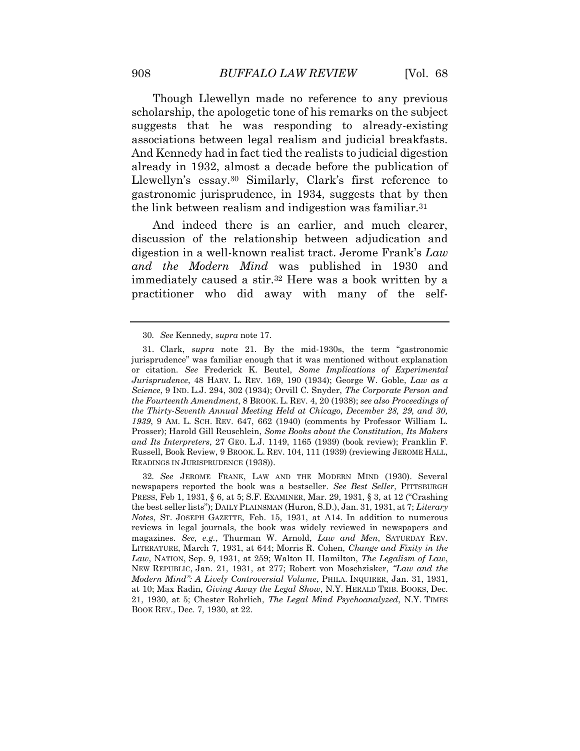Though Llewellyn made no reference to any previous scholarship, the apologetic tone of his remarks on the subject suggests that he was responding to already-existing associations between legal realism and judicial breakfasts. And Kennedy had in fact tied the realists to judicial digestion already in 1932, almost a decade before the publication of Llewellyn's essay.[30] Similarly, Clark's first reference to gastronomic jurisprudence, in 1934, suggests that by then the link between realism and indigestion was familiar.[31]

And indeed there is an earlier, and much clearer, discussion of the relationship between adjudication and digestion in a well-known realist tract. Jerome Frank's *Law and the Modern Mind* was published in 1930 and immediately caused a stir.[32] Here was a book written by a practitioner who did away with many of the self-

---

30. *See* Kennedy, *supra* note 17.

31. Clark, *supra* note 21. By the mid-1930s, the term "gastronomic jurisprudence" was familiar enough that it was mentioned without explanation or citation. *See* Frederick K. Beutel, *Some Implications of Experimental Jurisprudence*, 48 HARV. L. REV. 169, 190 (1934); George W. Goble, *Law as a Science*, 9 IND. L.J. 294, 302 (1934); Orvill C. Snyder, *The Corporate Person and the Fourteenth Amendment*, 8 BROOK. L. REV. 4, 20 (1938); *see also Proceedings of the Thirty-Seventh Annual Meeting Held at Chicago, December 28, 29, and 30, 1939*, 9 AM. L. SCH. REV. 647, 662 (1940) (comments by Professor William L. Prosser); Harold Gill Reuschlein, *Some Books about the Constitution, Its Makers and Its Interpreters*, 27 GEO. L.J. 1149, 1165 (1939) (book review); Franklin F. Russell, Book Review, 9 BROOK. L. REV. 104, 111 (1939) (reviewing JEROME HALL, READINGS IN JURISPRUDENCE (1938)).

32. *See* JEROME FRANK, LAW AND THE MODERN MIND (1930). Several newspapers reported the book was a bestseller. *See Best Seller*, PITTSBURGH PRESS, Feb 1, 1931, § 6, at 5; S.F. EXAMINER, Mar. 29, 1931, § 3, at 12 ("Crashing the best seller lists"); DAILY PLAINSMAN (Huron, S.D.), Jan. 31, 1931, at 7; *Literary Notes*, ST. JOSEPH GAZETTE, Feb. 15, 1931, at A14. In addition to numerous reviews in legal journals, the book was widely reviewed in newspapers and magazines. *See, e.g.*, Thurman W. Arnold, *Law and Men*, SATURDAY REV. LITERATURE, March 7, 1931, at 644; Morris R. Cohen, *Change and Fixity in the Law*, NATION, Sep. 9, 1931, at 259; Walton H. Hamilton, *The Legalism of Law*, NEW REPUBLIC, Jan. 21, 1931, at 277; Robert von Moschzisker, *"Law and the Modern Mind": A Lively Controversial Volume*, PHILA. INQUIRER, Jan. 31, 1931, at 10; Max Radin, *Giving Away the Legal Show*, N.Y. HERALD TRIB. BOOKS, Dec. 21, 1930, at 5; Chester Rohrlich, *The Legal Mind Psychoanalyzed*, N.Y. TIMES BOOK REV., Dec. 7, 1930, at 22.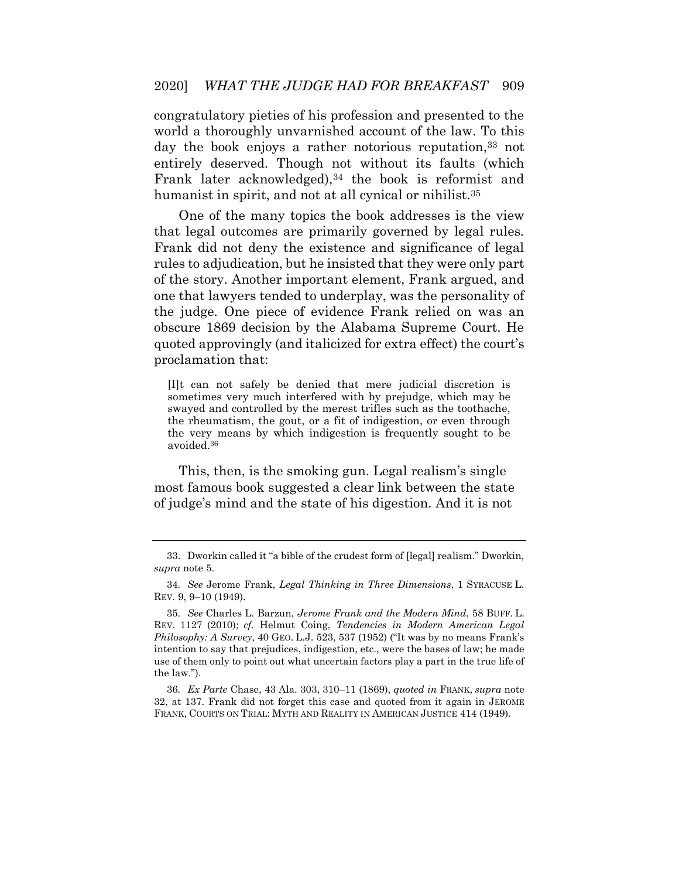congratulatory pieties of his profession and presented to the world a thoroughly unvarnished account of the law. To this day the book enjoys a rather notorious reputation,[33] not entirely deserved. Though not without its faults (which Frank later acknowledged),[34] the book is reformist and humanist in spirit, and not at all cynical or nihilist.[35]

One of the many topics the book addresses is the view that legal outcomes are primarily governed by legal rules. Frank did not deny the existence and significance of legal rules to adjudication, but he insisted that they were only part of the story. Another important element, Frank argued, and one that lawyers tended to underplay, was the personality of the judge. One piece of evidence Frank relied on was an obscure 1869 decision by the Alabama Supreme Court. He quoted approvingly (and italicized for extra effect) the court's proclamation that:

> [I]t can not safely be denied that mere judicial discretion is sometimes very much interfered with by prejudge, which may be swayed and controlled by the merest trifles such as the toothache, the rheumatism, the gout, or a fit of indigestion, or even through the very means by which indigestion is frequently sought to be avoided.[36]

This, then, is the smoking gun. Legal realism's single most famous book suggested a clear link between the state of judge's mind and the state of his digestion. And it is not

---

33. Dworkin called it "a bible of the crudest form of [legal] realism." Dworkin, *supra* note 5.

34. *See* Jerome Frank, *Legal Thinking in Three Dimensions*, 1 SYRACUSE L. REV. 9, 9–10 (1949).

35. *See* Charles L. Barzun, *Jerome Frank and the Modern Mind*, 58 BUFF. L. REV. 1127 (2010); *cf.* Helmut Coing, *Tendencies in Modern American Legal Philosophy: A Survey*, 40 GEO. L.J. 523, 537 (1952) ("It was by no means Frank's intention to say that prejudices, indigestion, etc., were the bases of law; he made use of them only to point out what uncertain factors play a part in the true life of the law.").

36. *Ex Parte* Chase, 43 Ala. 303, 310–11 (1869), *quoted in* FRANK, *supra* note 32, at 137. Frank did not forget this case and quoted from it again in JEROME FRANK, COURTS ON TRIAL: MYTH AND REALITY IN AMERICAN JUSTICE 414 (1949).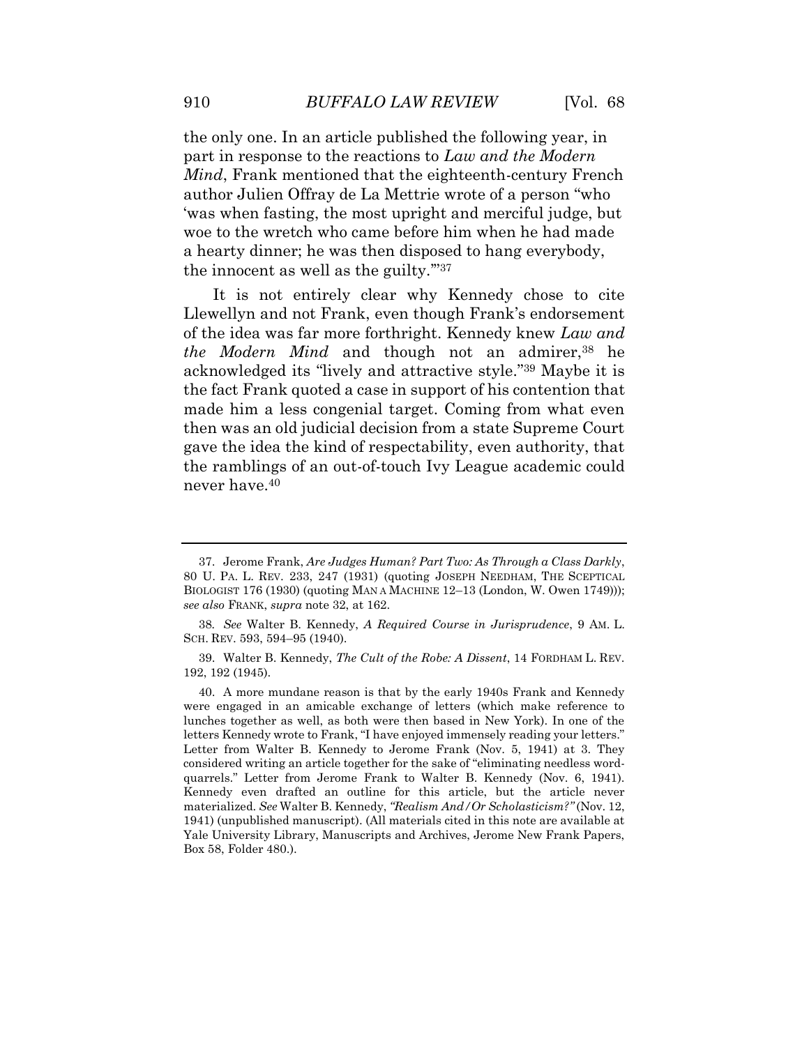the only one. In an article published the following year, in part in response to the reactions to *Law and the Modern Mind*, Frank mentioned that the eighteenth-century French author Julien Offray de La Mettrie wrote of a person "who 'was when fasting, the most upright and merciful judge, but woe to the wretch who came before him when he had made a hearty dinner; he was then disposed to hang everybody, the innocent as well as the guilty.'"[37]

It is not entirely clear why Kennedy chose to cite Llewellyn and not Frank, even though Frank's endorsement of the idea was far more forthright. Kennedy knew *Law and the Modern Mind* and though not an admirer,[38] he acknowledged its "lively and attractive style."[39] Maybe it is the fact Frank quoted a case in support of his contention that made him a less congenial target. Coming from what even then was an old judicial decision from a state Supreme Court gave the idea the kind of respectability, even authority, that the ramblings of an out-of-touch Ivy League academic could never have.[40]

---

37. Jerome Frank, *Are Judges Human? Part Two: As Through a Class Darkly*, 80 U. PA. L. REV. 233, 247 (1931) (quoting JOSEPH NEEDHAM, THE SCEPTICAL BIOLOGIST 176 (1930) (quoting MAN A MACHINE 12–13 (London, W. Owen 1749))); *see also* FRANK, *supra* note 32, at 162.

38. *See* Walter B. Kennedy, *A Required Course in Jurisprudence*, 9 AM. L. SCH. REV. 593, 594–95 (1940).

39. Walter B. Kennedy, *The Cult of the Robe: A Dissent*, 14 FORDHAM L. REV. 192, 192 (1945).

40. A more mundane reason is that by the early 1940s Frank and Kennedy were engaged in an amicable exchange of letters (which make reference to lunches together as well, as both were then based in New York). In one of the letters Kennedy wrote to Frank, "I have enjoyed immensely reading your letters." Letter from Walter B. Kennedy to Jerome Frank (Nov. 5, 1941) at 3. They considered writing an article together for the sake of "eliminating needless word-quarrels." Letter from Jerome Frank to Walter B. Kennedy (Nov. 6, 1941). Kennedy even drafted an outline for this article, but the article never materialized. *See* Walter B. Kennedy, *"Realism And/Or Scholasticism?"* (Nov. 12, 1941) (unpublished manuscript). (All materials cited in this note are available at Yale University Library, Manuscripts and Archives, Jerome New Frank Papers, Box 58, Folder 480.).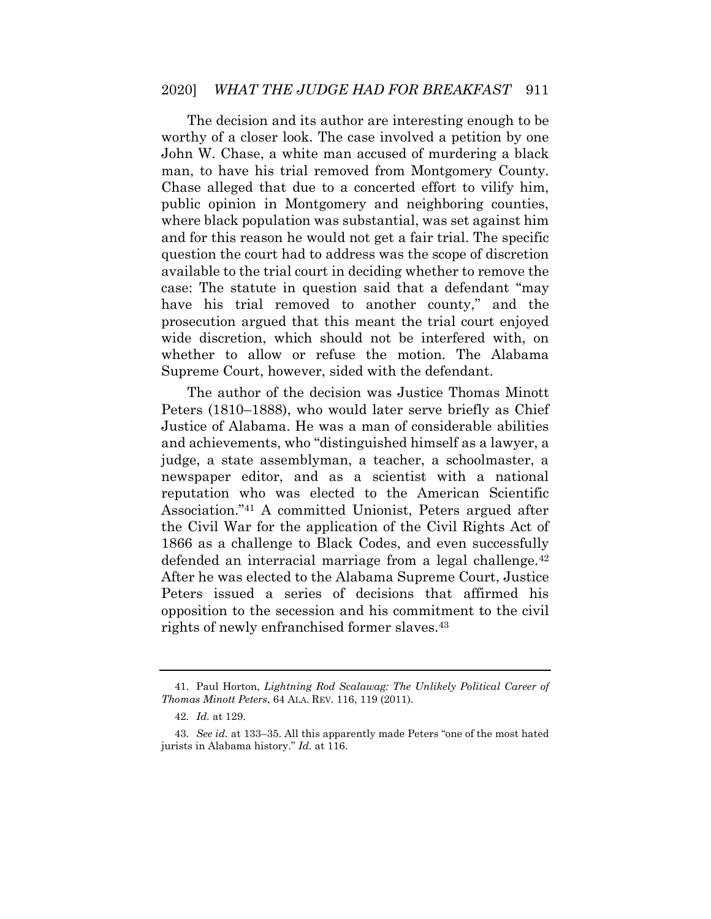The decision and its author are interesting enough to be worthy of a closer look. The case involved a petition by one John W. Chase, a white man accused of murdering a black man, to have his trial removed from Montgomery County. Chase alleged that due to a concerted effort to vilify him, public opinion in Montgomery and neighboring counties, where black population was substantial, was set against him and for this reason he would not get a fair trial. The specific question the court had to address was the scope of discretion available to the trial court in deciding whether to remove the case: The statute in question said that a defendant "may have his trial removed to another county," and the prosecution argued that this meant the trial court enjoyed wide discretion, which should not be interfered with, on whether to allow or refuse the motion. The Alabama Supreme Court, however, sided with the defendant.

The author of the decision was Justice Thomas Minott Peters (1810–1888), who would later serve briefly as Chief Justice of Alabama. He was a man of considerable abilities and achievements, who "distinguished himself as a lawyer, a judge, a state assemblyman, a teacher, a schoolmaster, a newspaper editor, and as a scientist with a national reputation who was elected to the American Scientific Association."[41] A committed Unionist, Peters argued after the Civil War for the application of the Civil Rights Act of 1866 as a challenge to Black Codes, and even successfully defended an interracial marriage from a legal challenge.[42] After he was elected to the Alabama Supreme Court, Justice Peters issued a series of decisions that affirmed his opposition to the secession and his commitment to the civil rights of newly enfranchised former slaves.[43]

---

41. Paul Horton, *Lightning Rod Scalawag: The Unlikely Political Career of Thomas Minott Peters*, 64 ALA. REV. 116, 119 (2011).

42. *Id.* at 129.

43. *See id.* at 133–35. All this apparently made Peters "one of the most hated jurists in Alabama history." *Id.* at 116.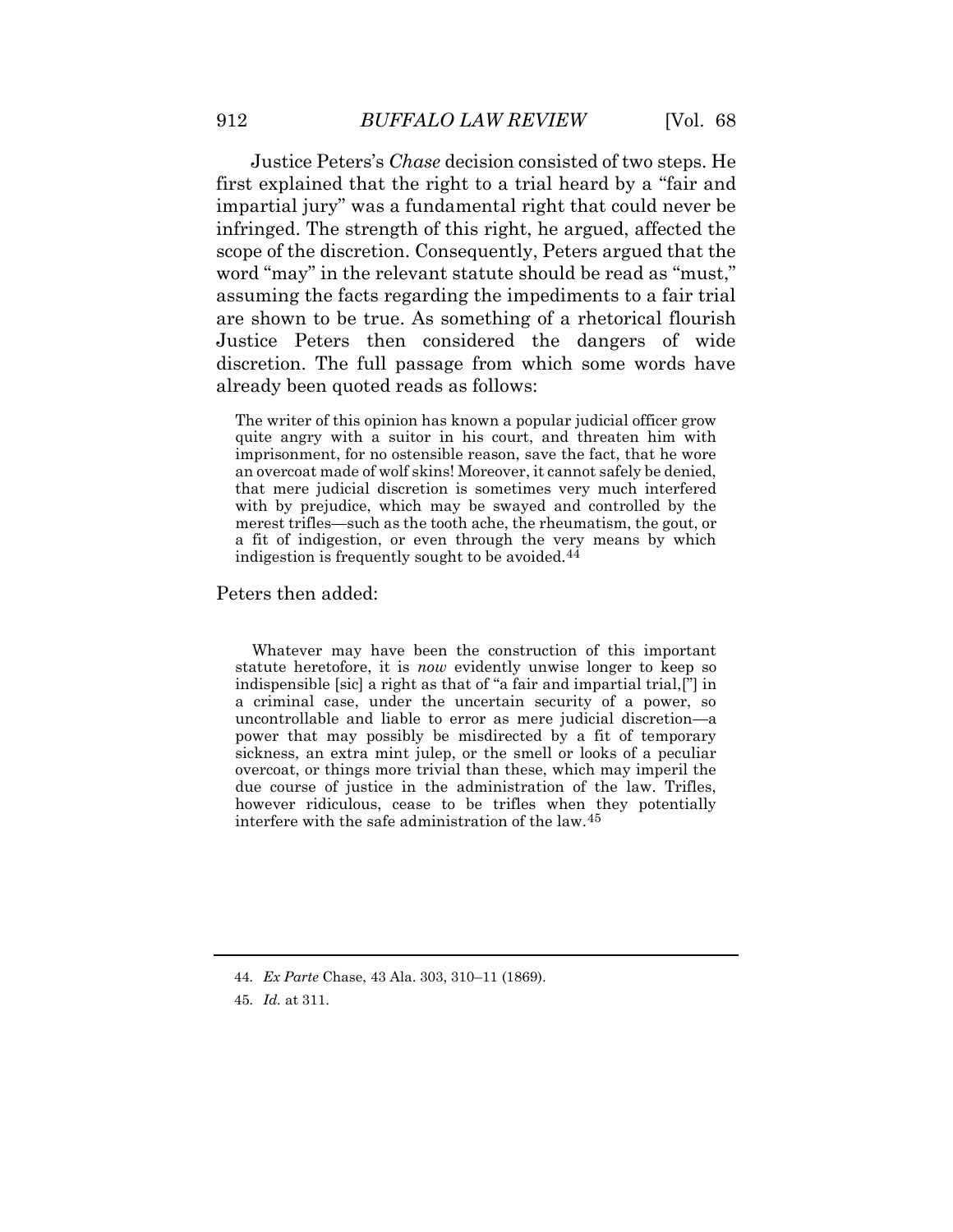Justice Peters's *Chase* decision consisted of two steps. He first explained that the right to a trial heard by a "fair and impartial jury" was a fundamental right that could never be infringed. The strength of this right, he argued, affected the scope of the discretion. Consequently, Peters argued that the word "may" in the relevant statute should be read as "must," assuming the facts regarding the impediments to a fair trial are shown to be true. As something of a rhetorical flourish Justice Peters then considered the dangers of wide discretion. The full passage from which some words have already been quoted reads as follows:

> The writer of this opinion has known a popular judicial officer grow quite angry with a suitor in his court, and threaten him with imprisonment, for no ostensible reason, save the fact, that he wore an overcoat made of wolf skins! Moreover, it cannot safely be denied, that mere judicial discretion is sometimes very much interfered with by prejudice, which may be swayed and controlled by the merest trifles—such as the tooth ache, the rheumatism, the gout, or a fit of indigestion, or even through the very means by which indigestion is frequently sought to be avoided.[44]

Peters then added:

> Whatever may have been the construction of this important statute heretofore, it is *now* evidently unwise longer to keep so indispensible [sic] a right as that of "a fair and impartial trial,["] in a criminal case, under the uncertain security of a power, so uncontrollable and liable to error as mere judicial discretion—a power that may possibly be misdirected by a fit of temporary sickness, an extra mint julep, or the smell or looks of a peculiar overcoat, or things more trivial than these, which may imperil the due course of justice in the administration of the law. Trifles, however ridiculous, cease to be trifles when they potentially interfere with the safe administration of the law.[45]

---

44. *Ex Parte* Chase, 43 Ala. 303, 310–11 (1869).

45. *Id.* at 311.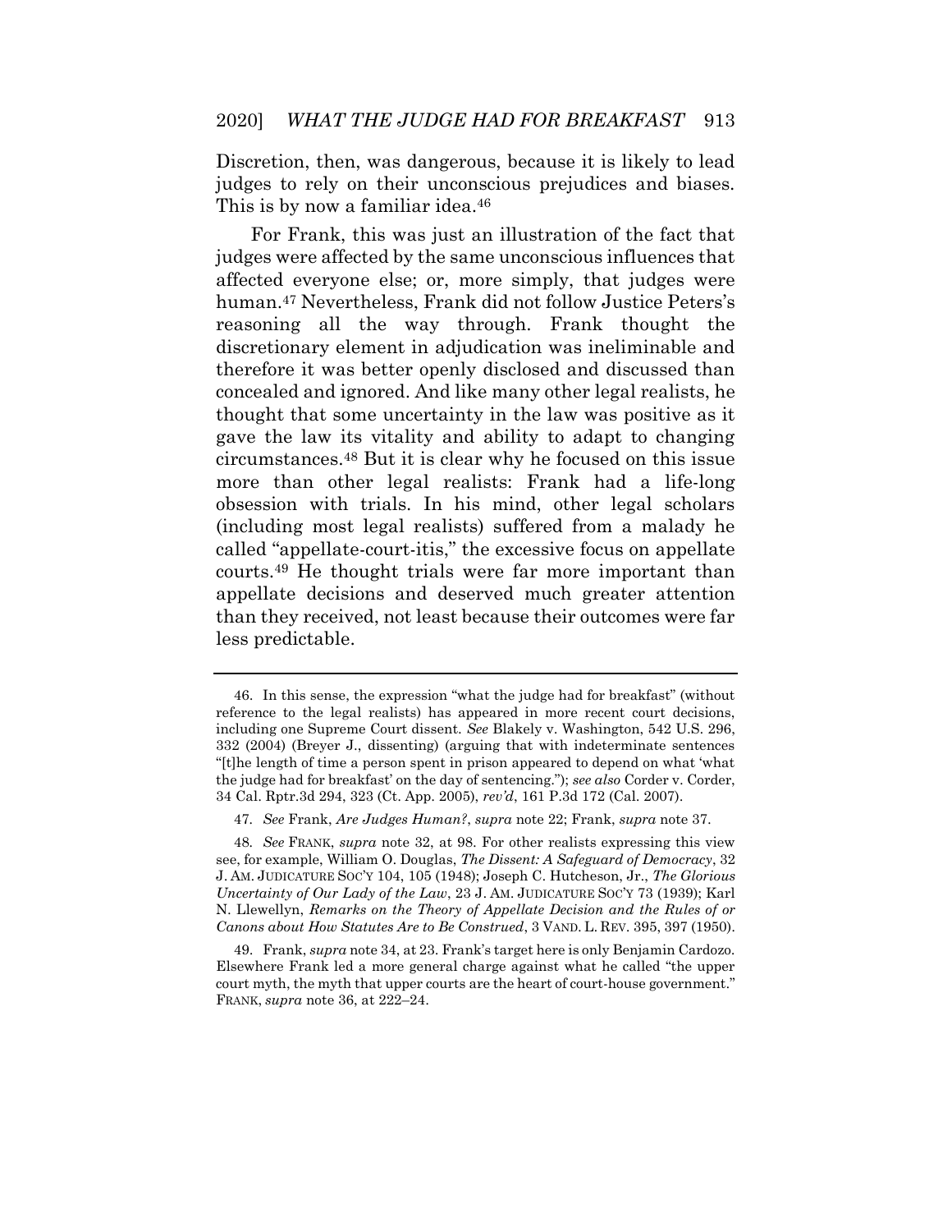Discretion, then, was dangerous, because it is likely to lead judges to rely on their unconscious prejudices and biases. This is by now a familiar idea.[46]

For Frank, this was just an illustration of the fact that judges were affected by the same unconscious influences that affected everyone else; or, more simply, that judges were human.[47] Nevertheless, Frank did not follow Justice Peters's reasoning all the way through. Frank thought the discretionary element in adjudication was ineliminable and therefore it was better openly disclosed and discussed than concealed and ignored. And like many other legal realists, he thought that some uncertainty in the law was positive as it gave the law its vitality and ability to adapt to changing circumstances.[48] But it is clear why he focused on this issue more than other legal realists: Frank had a life-long obsession with trials. In his mind, other legal scholars (including most legal realists) suffered from a malady he called "appellate-court-itis," the excessive focus on appellate courts.[49] He thought trials were far more important than appellate decisions and deserved much greater attention than they received, not least because their outcomes were far less predictable.

---

46. In this sense, the expression "what the judge had for breakfast" (without reference to the legal realists) has appeared in more recent court decisions, including one Supreme Court dissent. *See* Blakely v. Washington, 542 U.S. 296, 332 (2004) (Breyer J., dissenting) (arguing that with indeterminate sentences "[t]he length of time a person spent in prison appeared to depend on what 'what the judge had for breakfast' on the day of sentencing."); *see also* Corder v. Corder, 34 Cal. Rptr.3d 294, 323 (Ct. App. 2005), *rev'd*, 161 P.3d 172 (Cal. 2007).

47. *See* Frank, *Are Judges Human?*, *supra* note 22; Frank, *supra* note 37.

48. *See* FRANK, *supra* note 32, at 98. For other realists expressing this view see, for example, William O. Douglas, *The Dissent: A Safeguard of Democracy*, 32 J. AM. JUDICATURE SOC'Y 104, 105 (1948); Joseph C. Hutcheson, Jr., *The Glorious Uncertainty of Our Lady of the Law*, 23 J. AM. JUDICATURE SOC'Y 73 (1939); Karl N. Llewellyn, *Remarks on the Theory of Appellate Decision and the Rules of or Canons about How Statutes Are to Be Construed*, 3 VAND. L. REV. 395, 397 (1950).

49. Frank, *supra* note 34, at 23. Frank's target here is only Benjamin Cardozo. Elsewhere Frank led a more general charge against what he called "the upper court myth, the myth that upper courts are the heart of court-house government." FRANK, *supra* note 36, at 222–24.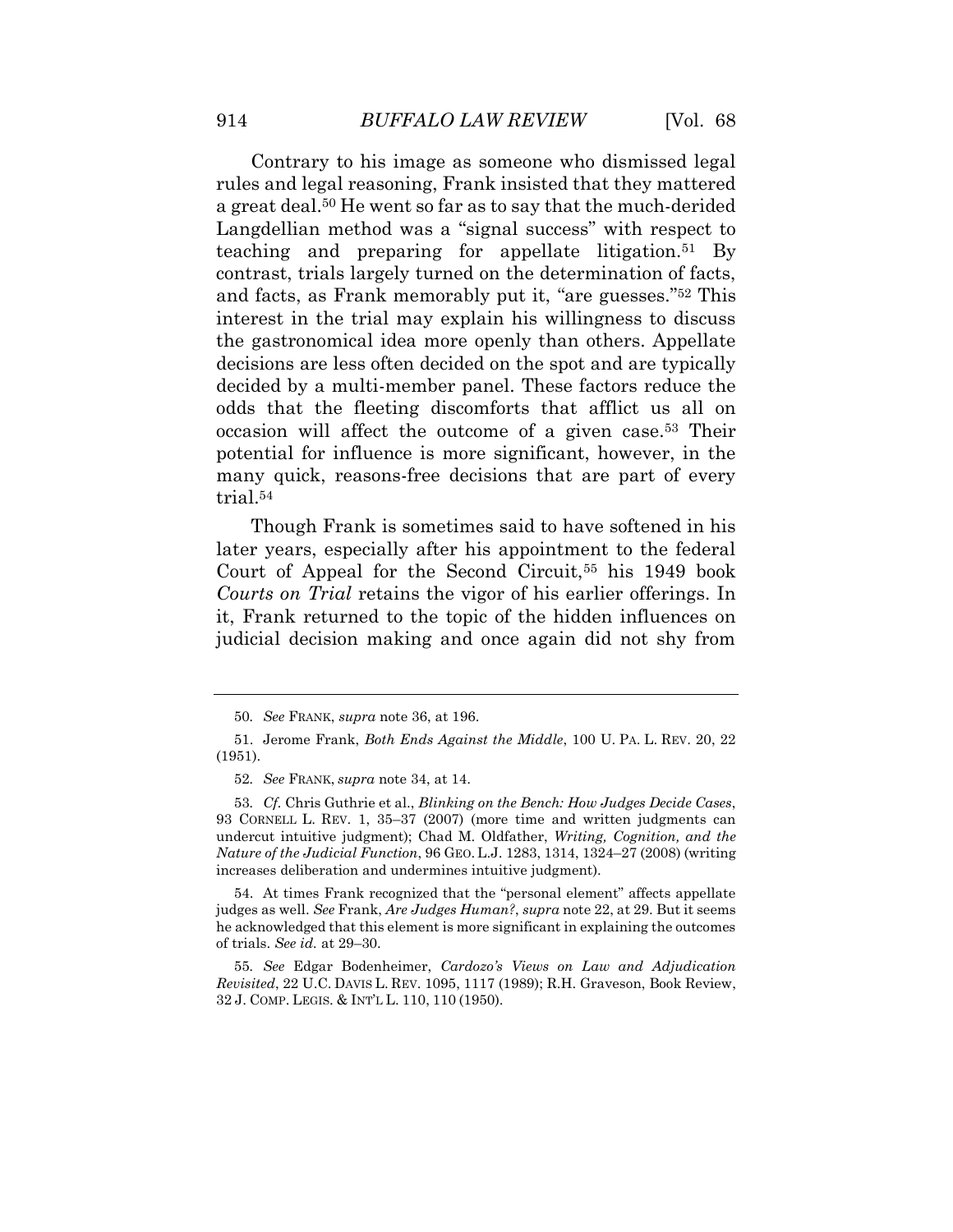Contrary to his image as someone who dismissed legal rules and legal reasoning, Frank insisted that they mattered a great deal.[50] He went so far as to say that the much-derided Langdellian method was a "signal success" with respect to teaching and preparing for appellate litigation.[51] By contrast, trials largely turned on the determination of facts, and facts, as Frank memorably put it, "are guesses."[52] This interest in the trial may explain his willingness to discuss the gastronomical idea more openly than others. Appellate decisions are less often decided on the spot and are typically decided by a multi-member panel. These factors reduce the odds that the fleeting discomforts that afflict us all on occasion will affect the outcome of a given case.[53] Their potential for influence is more significant, however, in the many quick, reasons-free decisions that are part of every trial.[54]

Though Frank is sometimes said to have softened in his later years, especially after his appointment to the federal Court of Appeal for the Second Circuit,[55] his 1949 book *Courts on Trial* retains the vigor of his earlier offerings. In it, Frank returned to the topic of the hidden influences on judicial decision making and once again did not shy from

---

50. *See* FRANK, *supra* note 36, at 196.

51. Jerome Frank, *Both Ends Against the Middle*, 100 U. PA. L. REV. 20, 22 (1951).

52. *See* FRANK, *supra* note 34, at 14.

53. *Cf.* Chris Guthrie et al., *Blinking on the Bench: How Judges Decide Cases*, 93 CORNELL L. REV. 1, 35–37 (2007) (more time and written judgments can undercut intuitive judgment); Chad M. Oldfather, *Writing, Cognition, and the Nature of the Judicial Function*, 96 GEO. L.J. 1283, 1314, 1324–27 (2008) (writing increases deliberation and undermines intuitive judgment).

54. At times Frank recognized that the "personal element" affects appellate judges as well. *See* Frank, *Are Judges Human?*, *supra* note 22, at 29. But it seems he acknowledged that this element is more significant in explaining the outcomes of trials. *See id.* at 29–30.

55. *See* Edgar Bodenheimer, *Cardozo's Views on Law and Adjudication Revisited*, 22 U.C. DAVIS L. REV. 1095, 1117 (1989); R.H. Graveson, Book Review, 32 J. COMP. LEGIS. & INT'L L. 110, 110 (1950).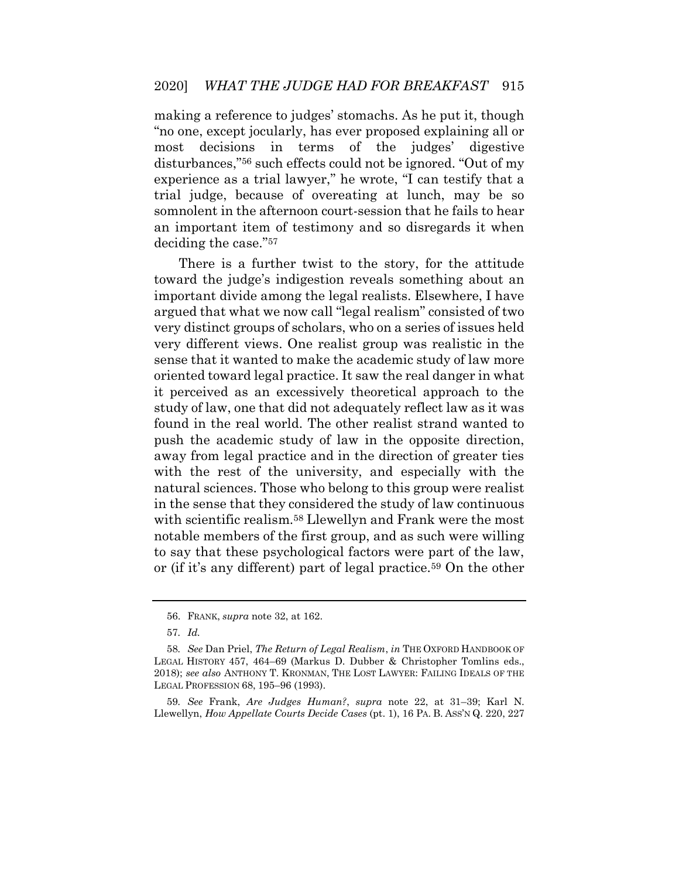making a reference to judges' stomachs. As he put it, though "no one, except jocularly, has ever proposed explaining all or most decisions in terms of the judges' digestive disturbances,"[56] such effects could not be ignored. "Out of my experience as a trial lawyer," he wrote, "I can testify that a trial judge, because of overeating at lunch, may be so somnolent in the afternoon court-session that he fails to hear an important item of testimony and so disregards it when deciding the case."[57]

There is a further twist to the story, for the attitude toward the judge's indigestion reveals something about an important divide among the legal realists. Elsewhere, I have argued that what we now call "legal realism" consisted of two very distinct groups of scholars, who on a series of issues held very different views. One realist group was realistic in the sense that it wanted to make the academic study of law more oriented toward legal practice. It saw the real danger in what it perceived as an excessively theoretical approach to the study of law, one that did not adequately reflect law as it was found in the real world. The other realist strand wanted to push the academic study of law in the opposite direction, away from legal practice and in the direction of greater ties with the rest of the university, and especially with the natural sciences. Those who belong to this group were realist in the sense that they considered the study of law continuous with scientific realism.[58] Llewellyn and Frank were the most notable members of the first group, and as such were willing to say that these psychological factors were part of the law, or (if it's any different) part of legal practice.[59] On the other

---

56. FRANK, *supra* note 32, at 162.

57. *Id.*

58. *See* Dan Priel, *The Return of Legal Realism*, *in* THE OXFORD HANDBOOK OF LEGAL HISTORY 457, 464–69 (Markus D. Dubber & Christopher Tomlins eds., 2018); *see also* ANTHONY T. KRONMAN, THE LOST LAWYER: FAILING IDEALS OF THE LEGAL PROFESSION 68, 195–96 (1993).

59. *See* Frank, *Are Judges Human?*, *supra* note 22, at 31–39; Karl N. Llewellyn, *How Appellate Courts Decide Cases* (pt. 1), 16 PA. B. ASS'N Q. 220, 227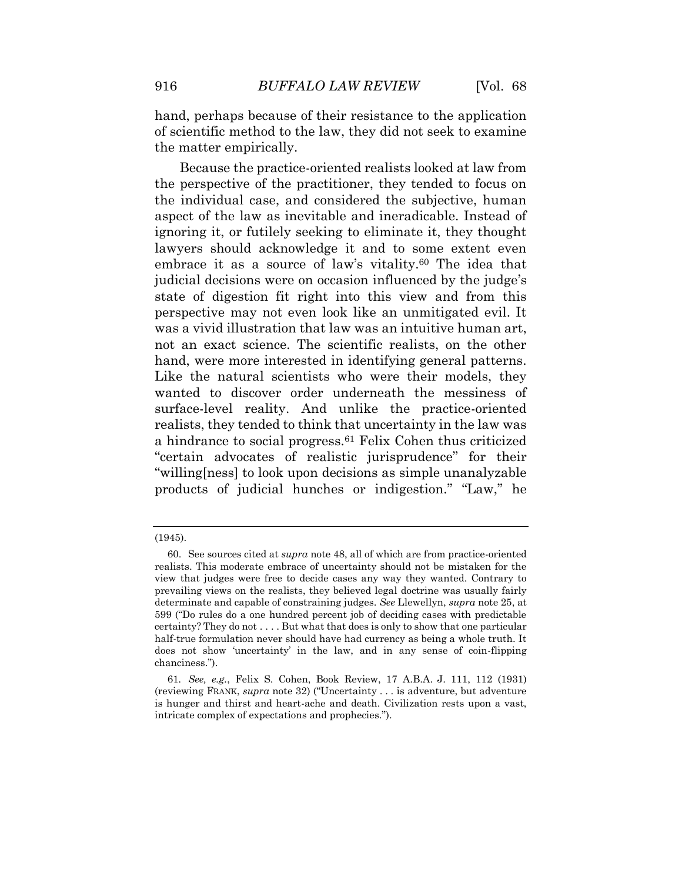hand, perhaps because of their resistance to the application of scientific method to the law, they did not seek to examine the matter empirically.

Because the practice-oriented realists looked at law from the perspective of the practitioner, they tended to focus on the individual case, and considered the subjective, human aspect of the law as inevitable and ineradicable. Instead of ignoring it, or futilely seeking to eliminate it, they thought lawyers should acknowledge it and to some extent even embrace it as a source of law's vitality.[60] The idea that judicial decisions were on occasion influenced by the judge's state of digestion fit right into this view and from this perspective may not even look like an unmitigated evil. It was a vivid illustration that law was an intuitive human art, not an exact science. The scientific realists, on the other hand, were more interested in identifying general patterns. Like the natural scientists who were their models, they wanted to discover order underneath the messiness of surface-level reality. And unlike the practice-oriented realists, they tended to think that uncertainty in the law was a hindrance to social progress.[61] Felix Cohen thus criticized "certain advocates of realistic jurisprudence" for their "willing[ness] to look upon decisions as simple unanalyzable products of judicial hunches or indigestion." "Law," he

---

(1945).

60. See sources cited at *supra* note 48, all of which are from practice-oriented realists. This moderate embrace of uncertainty should not be mistaken for the view that judges were free to decide cases any way they wanted. Contrary to prevailing views on the realists, they believed legal doctrine was usually fairly determinate and capable of constraining judges. *See* Llewellyn, *supra* note 25, at 599 ("Do rules do a one hundred percent job of deciding cases with predictable certainty? They do not . . . . But what that does is only to show that one particular half-true formulation never should have had currency as being a whole truth. It does not show 'uncertainty' in the law, and in any sense of coin-flipping chanciness.").

61. *See, e.g.*, Felix S. Cohen, Book Review, 17 A.B.A. J. 111, 112 (1931) (reviewing FRANK, *supra* note 32) ("Uncertainty . . . is adventure, but adventure is hunger and thirst and heart-ache and death. Civilization rests upon a vast, intricate complex of expectations and prophecies.").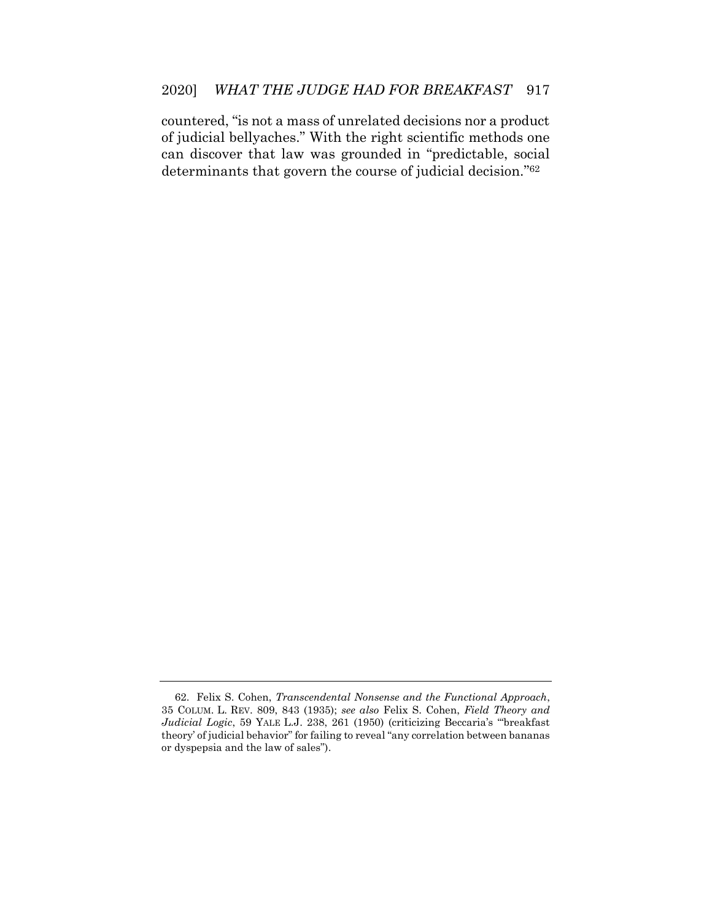countered, "is not a mass of unrelated decisions nor a product of judicial bellyaches." With the right scientific methods one can discover that law was grounded in "predictable, social determinants that govern the course of judicial decision."[62]

---

62. Felix S. Cohen, *Transcendental Nonsense and the Functional Approach*, 35 COLUM. L. REV. 809, 843 (1935); *see also* Felix S. Cohen, *Field Theory and Judicial Logic*, 59 YALE L.J. 238, 261 (1950) (criticizing Beccaria's "'breakfast theory' of judicial behavior" for failing to reveal "any correlation between bananas or dyspepsia and the law of sales").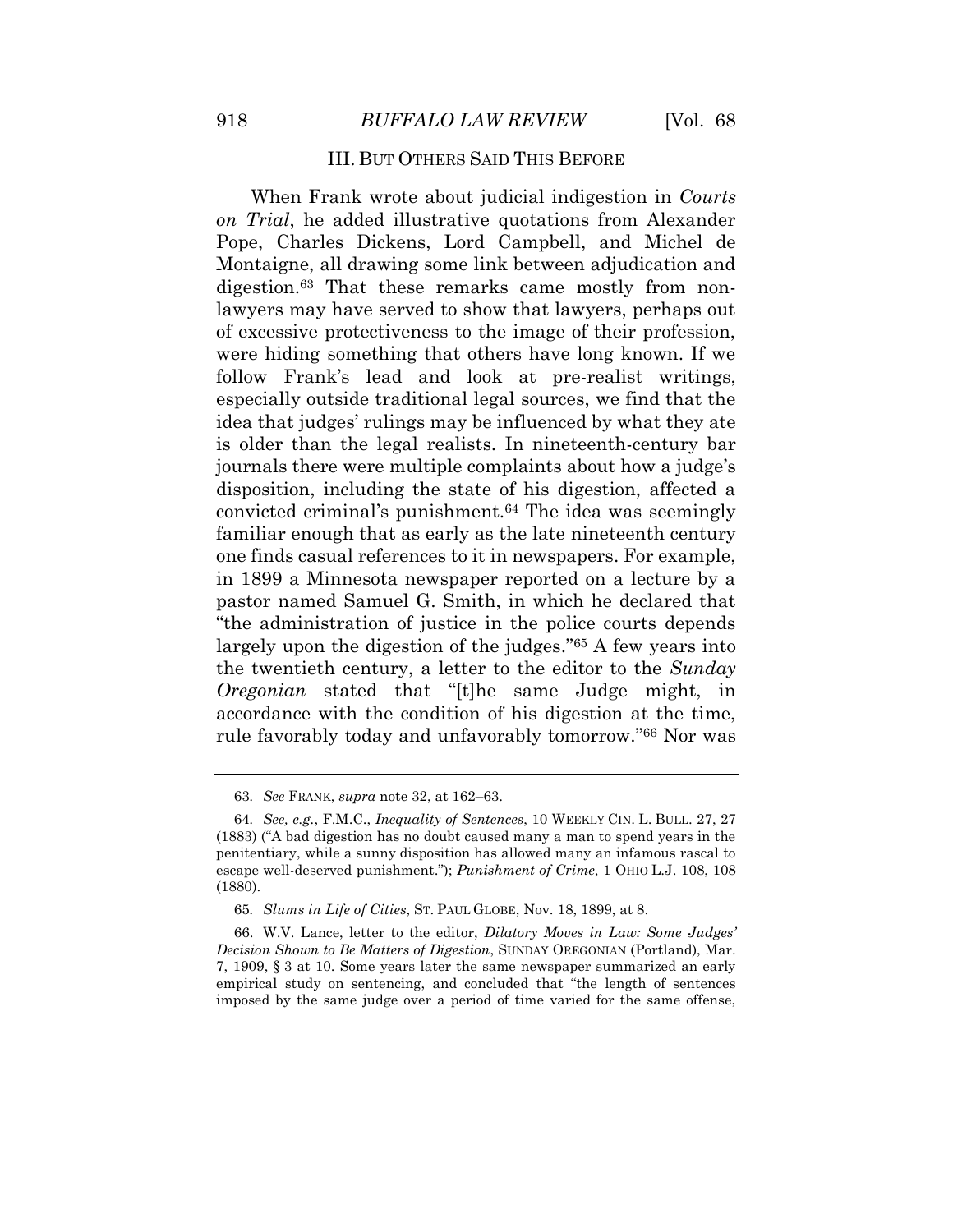### III. BUT OTHERS SAID THIS BEFORE

When Frank wrote about judicial indigestion in *Courts on Trial*, he added illustrative quotations from Alexander Pope, Charles Dickens, Lord Campbell, and Michel de Montaigne, all drawing some link between adjudication and digestion.[63] That these remarks came mostly from non-lawyers may have served to show that lawyers, perhaps out of excessive protectiveness to the image of their profession, were hiding something that others have long known. If we follow Frank's lead and look at pre-realist writings, especially outside traditional legal sources, we find that the idea that judges' rulings may be influenced by what they ate is older than the legal realists. In nineteenth-century bar journals there were multiple complaints about how a judge's disposition, including the state of his digestion, affected a convicted criminal's punishment.[64] The idea was seemingly familiar enough that as early as the late nineteenth century one finds casual references to it in newspapers. For example, in 1899 a Minnesota newspaper reported on a lecture by a pastor named Samuel G. Smith, in which he declared that "the administration of justice in the police courts depends largely upon the digestion of the judges."[65] A few years into the twentieth century, a letter to the editor to the *Sunday Oregonian* stated that "[t]he same Judge might, in accordance with the condition of his digestion at the time, rule favorably today and unfavorably tomorrow."[66] Nor was

---

63. *See* FRANK, *supra* note 32, at 162–63.

64. *See, e.g.*, F.M.C., *Inequality of Sentences*, 10 WEEKLY CIN. L. BULL. 27, 27 (1883) ("A bad digestion has no doubt caused many a man to spend years in the penitentiary, while a sunny disposition has allowed many an infamous rascal to escape well-deserved punishment."); *Punishment of Crime*, 1 OHIO L.J. 108, 108 (1880).

65. *Slums in Life of Cities*, ST. PAUL GLOBE, Nov. 18, 1899, at 8.

66. W.V. Lance, letter to the editor, *Dilatory Moves in Law: Some Judges' Decision Shown to Be Matters of Digestion*, SUNDAY OREGONIAN (Portland), Mar. 7, 1909, § 3 at 10. Some years later the same newspaper summarized an early empirical study on sentencing, and concluded that "the length of sentences imposed by the same judge over a period of time varied for the same offense,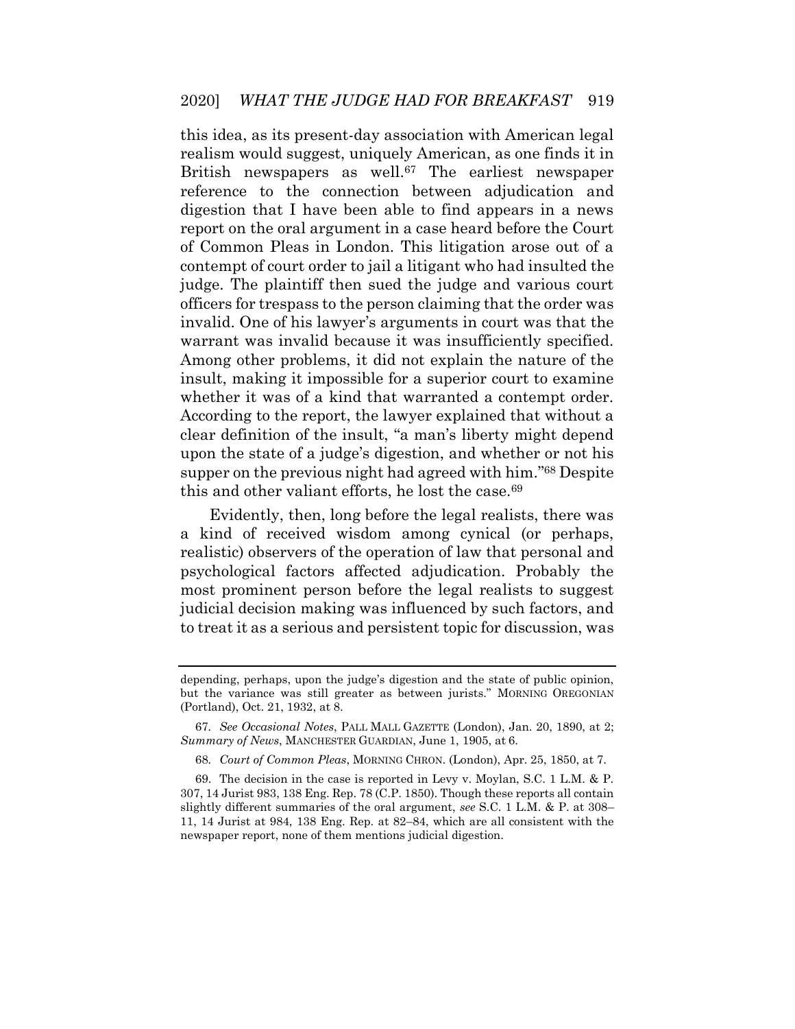this idea, as its present-day association with American legal realism would suggest, uniquely American, as one finds it in British newspapers as well.[67] The earliest newspaper reference to the connection between adjudication and digestion that I have been able to find appears in a news report on the oral argument in a case heard before the Court of Common Pleas in London. This litigation arose out of a contempt of court order to jail a litigant who had insulted the judge. The plaintiff then sued the judge and various court officers for trespass to the person claiming that the order was invalid. One of his lawyer's arguments in court was that the warrant was invalid because it was insufficiently specified. Among other problems, it did not explain the nature of the insult, making it impossible for a superior court to examine whether it was of a kind that warranted a contempt order. According to the report, the lawyer explained that without a clear definition of the insult, "a man's liberty might depend upon the state of a judge's digestion, and whether or not his supper on the previous night had agreed with him."[68] Despite this and other valiant efforts, he lost the case.[69]

Evidently, then, long before the legal realists, there was a kind of received wisdom among cynical (or perhaps, realistic) observers of the operation of law that personal and psychological factors affected adjudication. Probably the most prominent person before the legal realists to suggest judicial decision making was influenced by such factors, and to treat it as a serious and persistent topic for discussion, was

---

depending, perhaps, upon the judge's digestion and the state of public opinion, but the variance was still greater as between jurists." MORNING OREGONIAN (Portland), Oct. 21, 1932, at 8.

67. *See Occasional Notes*, PALL MALL GAZETTE (London), Jan. 20, 1890, at 2; *Summary of News*, MANCHESTER GUARDIAN, June 1, 1905, at 6.

68. *Court of Common Pleas*, MORNING CHRON. (London), Apr. 25, 1850, at 7.

69. The decision in the case is reported in Levy v. Moylan, S.C. 1 L.M. & P. 307, 14 Jurist 983, 138 Eng. Rep. 78 (C.P. 1850). Though these reports all contain slightly different summaries of the oral argument, *see* S.C. 1 L.M. & P. at 308–11, 14 Jurist at 984, 138 Eng. Rep. at 82–84, which are all consistent with the newspaper report, none of them mentions judicial digestion.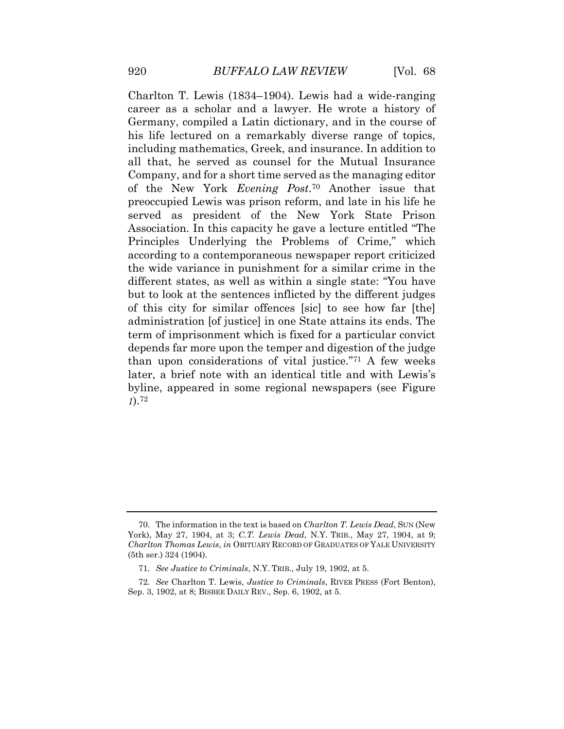Charlton T. Lewis (1834–1904). Lewis had a wide-ranging career as a scholar and a lawyer. He wrote a history of Germany, compiled a Latin dictionary, and in the course of his life lectured on a remarkably diverse range of topics, including mathematics, Greek, and insurance. In addition to all that, he served as counsel for the Mutual Insurance Company, and for a short time served as the managing editor of the New York *Evening Post*.[70] Another issue that preoccupied Lewis was prison reform, and late in his life he served as president of the New York State Prison Association. In this capacity he gave a lecture entitled "The Principles Underlying the Problems of Crime," which according to a contemporaneous newspaper report criticized the wide variance in punishment for a similar crime in the different states, as well as within a single state: "You have but to look at the sentences inflicted by the different judges of this city for similar offences [sic] to see how far [the] administration [of justice] in one State attains its ends. The term of imprisonment which is fixed for a particular convict depends far more upon the temper and digestion of the judge than upon considerations of vital justice."[71] A few weeks later, a brief note with an identical title and with Lewis's byline, appeared in some regional newspapers (see Figure *1*).[72]

---

70. The information in the text is based on *Charlton T. Lewis Dead*, SUN (New York), May 27, 1904, at 3; *C.T. Lewis Dead*, N.Y. TRIB., May 27, 1904, at 9; *Charlton Thomas Lewis*, *in* OBITUARY RECORD OF GRADUATES OF YALE UNIVERSITY (5th ser.) 324 (1904).

71. *See Justice to Criminals*, N.Y. TRIB., July 19, 1902, at 5.

72. *See* Charlton T. Lewis, *Justice to Criminals*, RIVER PRESS (Fort Benton), Sep. 3, 1902, at 8; BISBEE DAILY REV., Sep. 6, 1902, at 5.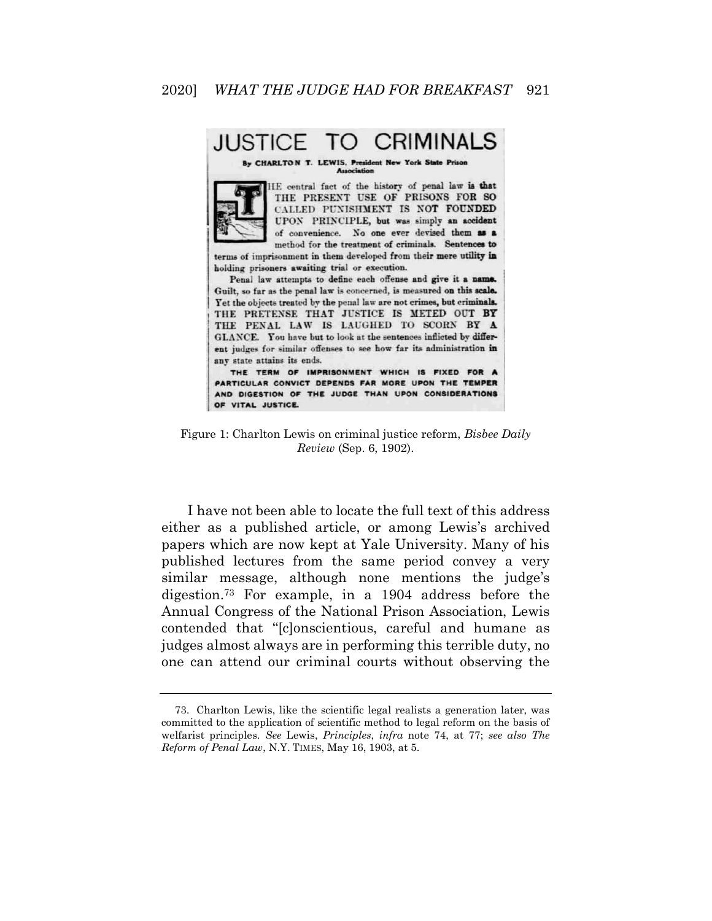# JUSTICE TO CRIMINALS

By CHARLTON T. LEWIS, President New York State Prison Association

THE central fact of the history of penal law **is that** THE PRESENT USE OF PRISONS FOR SO CALLED PUNISHMENT IS NOT FOUNDED UPON PRINCIPLE, **but** was simply **an accident** of convenience. No one ever devised them **as a** method for the treatment of criminals. **Sentences to** terms of imprisonment in them developed from their **mere utility in** holding prisoners awaiting trial or execution.

Penal law attempts to define each offense and give it **a name.** Guilt, so far as the penal law is concerned, is measured **on this scale.** Yet the objects treated by the penal law are not crimes, **but criminals.** THE PRETENSE THAT JUSTICE IS METED OUT **BY** THE PENAL LAW IS LAUGHED TO SCORN BY A GLANCE. You have but to look at the sentences inflicted by different judges for similar offenses to see how far its administration **in** any state attains its ends.

**THE TERM OF IMPRISONMENT WHICH IS FIXED FOR A PARTICULAR CONVICT DEPENDS FAR MORE UPON THE TEMPER AND DIGESTION OF THE JUDGE THAN UPON CONSIDERATIONS OF VITAL JUSTICE.**

Figure 1: Charlton Lewis on criminal justice reform, *Bisbee Daily Review* (Sep. 6, 1902).

I have not been able to locate the full text of this address either as a published article, or among Lewis's archived papers which are now kept at Yale University. Many of his published lectures from the same period convey a very similar message, although none mentions the judge's digestion.[73] For example, in a 1904 address before the Annual Congress of the National Prison Association, Lewis contended that "[c]onscientious, careful and humane as judges almost always are in performing this terrible duty, no one can attend our criminal courts without observing the

73. Charlton Lewis, like the scientific legal realists a generation later, was committed to the application of scientific method to legal reform on the basis of welfarist principles. *See* Lewis, *Principles*, *infra* note 74, at 77; *see also The Reform of Penal Law*, N.Y. TIMES, May 16, 1903, at 5.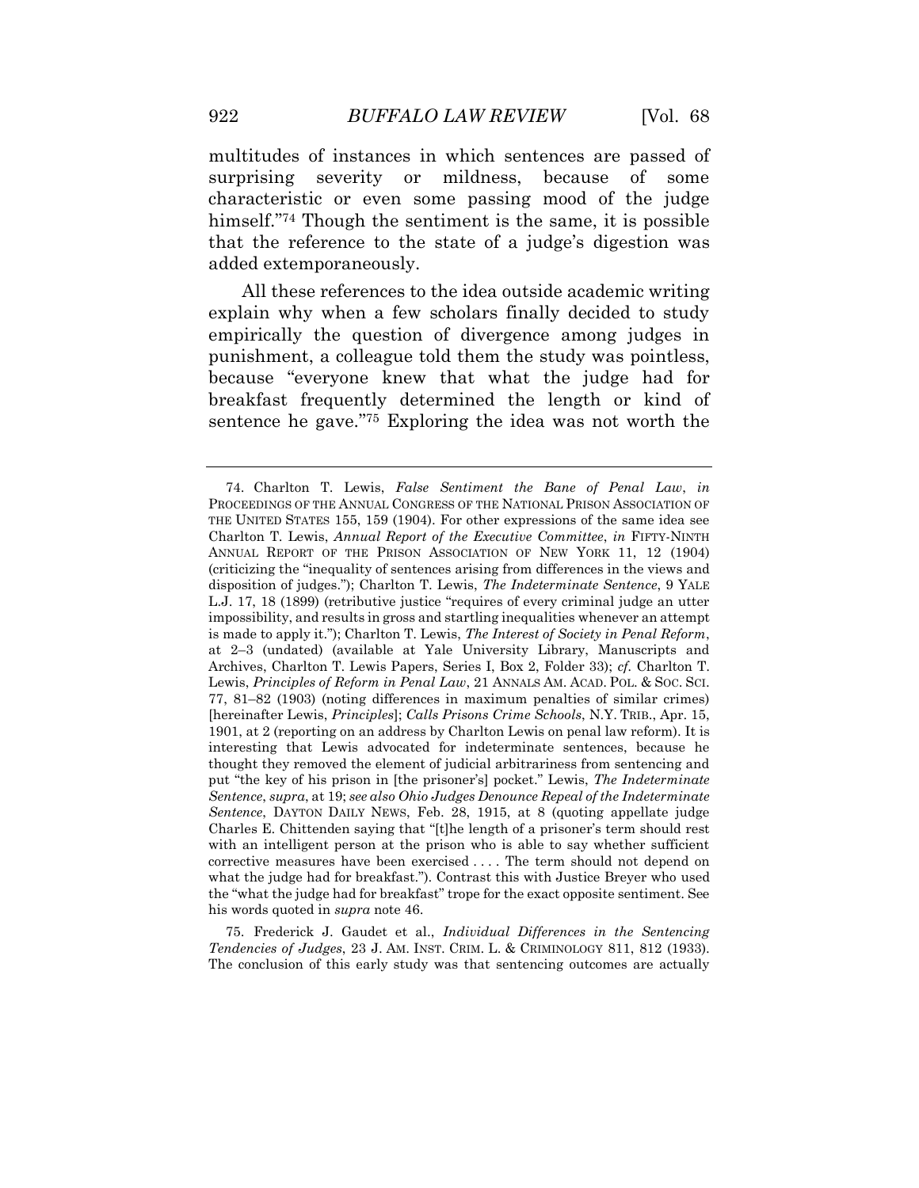multitudes of instances in which sentences are passed of surprising severity or mildness, because of some characteristic or even some passing mood of the judge himself."[74] Though the sentiment is the same, it is possible that the reference to the state of a judge's digestion was added extemporaneously.

All these references to the idea outside academic writing explain why when a few scholars finally decided to study empirically the question of divergence among judges in punishment, a colleague told them the study was pointless, because "everyone knew that what the judge had for breakfast frequently determined the length or kind of sentence he gave."[75] Exploring the idea was not worth the

---

74. Charlton T. Lewis, *False Sentiment the Bane of Penal Law*, *in* PROCEEDINGS OF THE ANNUAL CONGRESS OF THE NATIONAL PRISON ASSOCIATION OF THE UNITED STATES 155, 159 (1904). For other expressions of the same idea see Charlton T. Lewis, *Annual Report of the Executive Committee*, *in* FIFTY-NINTH ANNUAL REPORT OF THE PRISON ASSOCIATION OF NEW YORK 11, 12 (1904) (criticizing the "inequality of sentences arising from differences in the views and disposition of judges."); Charlton T. Lewis, *The Indeterminate Sentence*, 9 YALE L.J. 17, 18 (1899) (retributive justice "requires of every criminal judge an utter impossibility, and results in gross and startling inequalities whenever an attempt is made to apply it."); Charlton T. Lewis, *The Interest of Society in Penal Reform*, at 2–3 (undated) (available at Yale University Library, Manuscripts and Archives, Charlton T. Lewis Papers, Series I, Box 2, Folder 33); *cf.* Charlton T. Lewis, *Principles of Reform in Penal Law*, 21 ANNALS AM. ACAD. POL. & SOC. SCI. 77, 81–82 (1903) (noting differences in maximum penalties of similar crimes) [hereinafter Lewis, *Principles*]; *Calls Prisons Crime Schools*, N.Y. TRIB., Apr. 15, 1901, at 2 (reporting on an address by Charlton Lewis on penal law reform). It is interesting that Lewis advocated for indeterminate sentences, because he thought they removed the element of judicial arbitrariness from sentencing and put "the key of his prison in [the prisoner's] pocket." Lewis, *The Indeterminate Sentence*, *supra*, at 19; *see also Ohio Judges Denounce Repeal of the Indeterminate Sentence*, DAYTON DAILY NEWS, Feb. 28, 1915, at 8 (quoting appellate judge Charles E. Chittenden saying that "[t]he length of a prisoner's term should rest with an intelligent person at the prison who is able to say whether sufficient corrective measures have been exercised . . . . The term should not depend on what the judge had for breakfast."). Contrast this with Justice Breyer who used the "what the judge had for breakfast" trope for the exact opposite sentiment. See his words quoted in *supra* note 46.

75. Frederick J. Gaudet et al., *Individual Differences in the Sentencing Tendencies of Judges*, 23 J. AM. INST. CRIM. L. & CRIMINOLOGY 811, 812 (1933). The conclusion of this early study was that sentencing outcomes are actually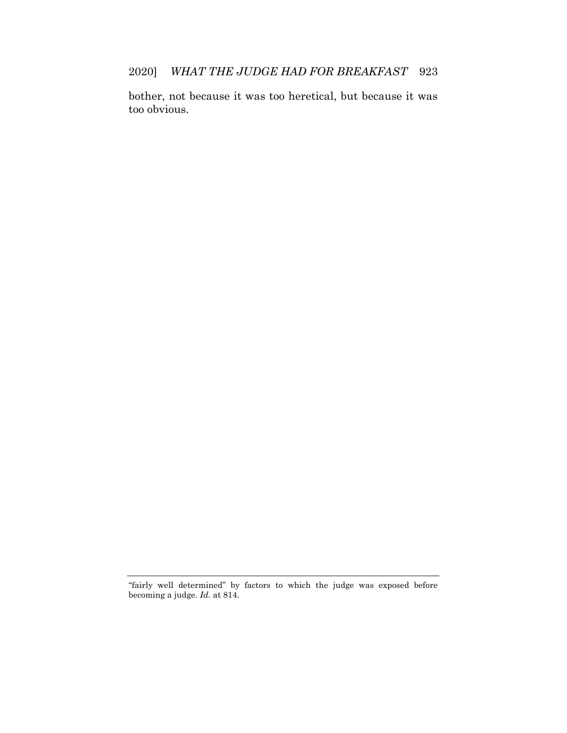bother, not because it was too heretical, but because it was too obvious.

---

"fairly well determined" by factors to which the judge was exposed before becoming a judge. *Id.* at 814.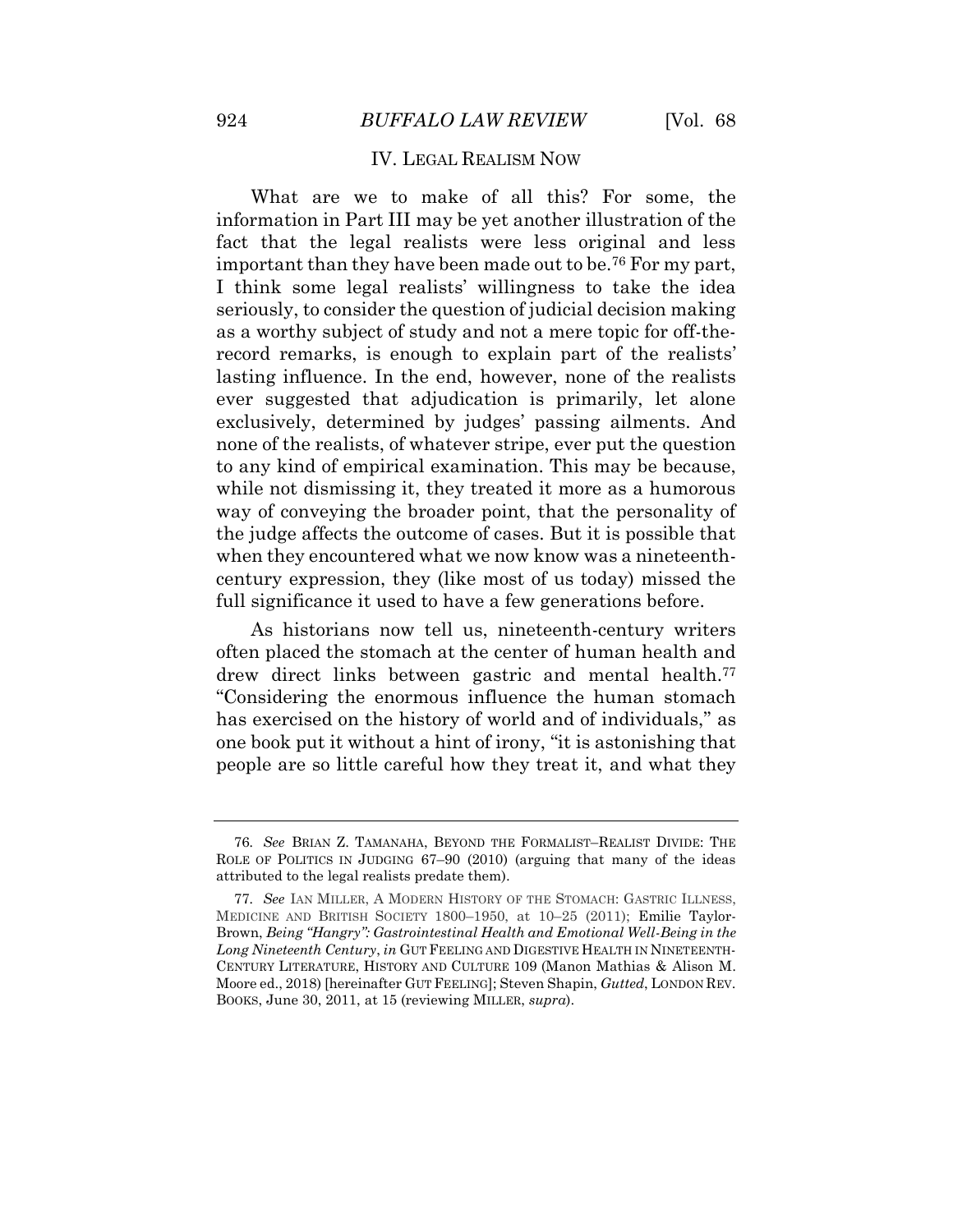## IV. LEGAL REALISM NOW

What are we to make of all this? For some, the information in Part III may be yet another illustration of the fact that the legal realists were less original and less important than they have been made out to be.[76] For my part, I think some legal realists' willingness to take the idea seriously, to consider the question of judicial decision making as a worthy subject of study and not a mere topic for off-the-record remarks, is enough to explain part of the realists' lasting influence. In the end, however, none of the realists ever suggested that adjudication is primarily, let alone exclusively, determined by judges' passing ailments. And none of the realists, of whatever stripe, ever put the question to any kind of empirical examination. This may be because, while not dismissing it, they treated it more as a humorous way of conveying the broader point, that the personality of the judge affects the outcome of cases. But it is possible that when they encountered what we now know was a nineteenth-century expression, they (like most of us today) missed the full significance it used to have a few generations before.

As historians now tell us, nineteenth-century writers often placed the stomach at the center of human health and drew direct links between gastric and mental health.[77] "Considering the enormous influence the human stomach has exercised on the history of world and of individuals," as one book put it without a hint of irony, "it is astonishing that people are so little careful how they treat it, and what they

---

76. *See* BRIAN Z. TAMANAHA, BEYOND THE FORMALIST–REALIST DIVIDE: THE ROLE OF POLITICS IN JUDGING 67–90 (2010) (arguing that many of the ideas attributed to the legal realists predate them).

77. *See* IAN MILLER, A MODERN HISTORY OF THE STOMACH: GASTRIC ILLNESS, MEDICINE AND BRITISH SOCIETY 1800–1950, at 10–25 (2011); Emilie Taylor-Brown, *Being "Hangry": Gastrointestinal Health and Emotional Well-Being in the Long Nineteenth Century*, *in* GUT FEELING AND DIGESTIVE HEALTH IN NINETEENTH-CENTURY LITERATURE, HISTORY AND CULTURE 109 (Manon Mathias & Alison M. Moore ed., 2018) [hereinafter GUT FEELING]; Steven Shapin, *Gutted*, LONDON REV. BOOKS, June 30, 2011, at 15 (reviewing MILLER, *supra*).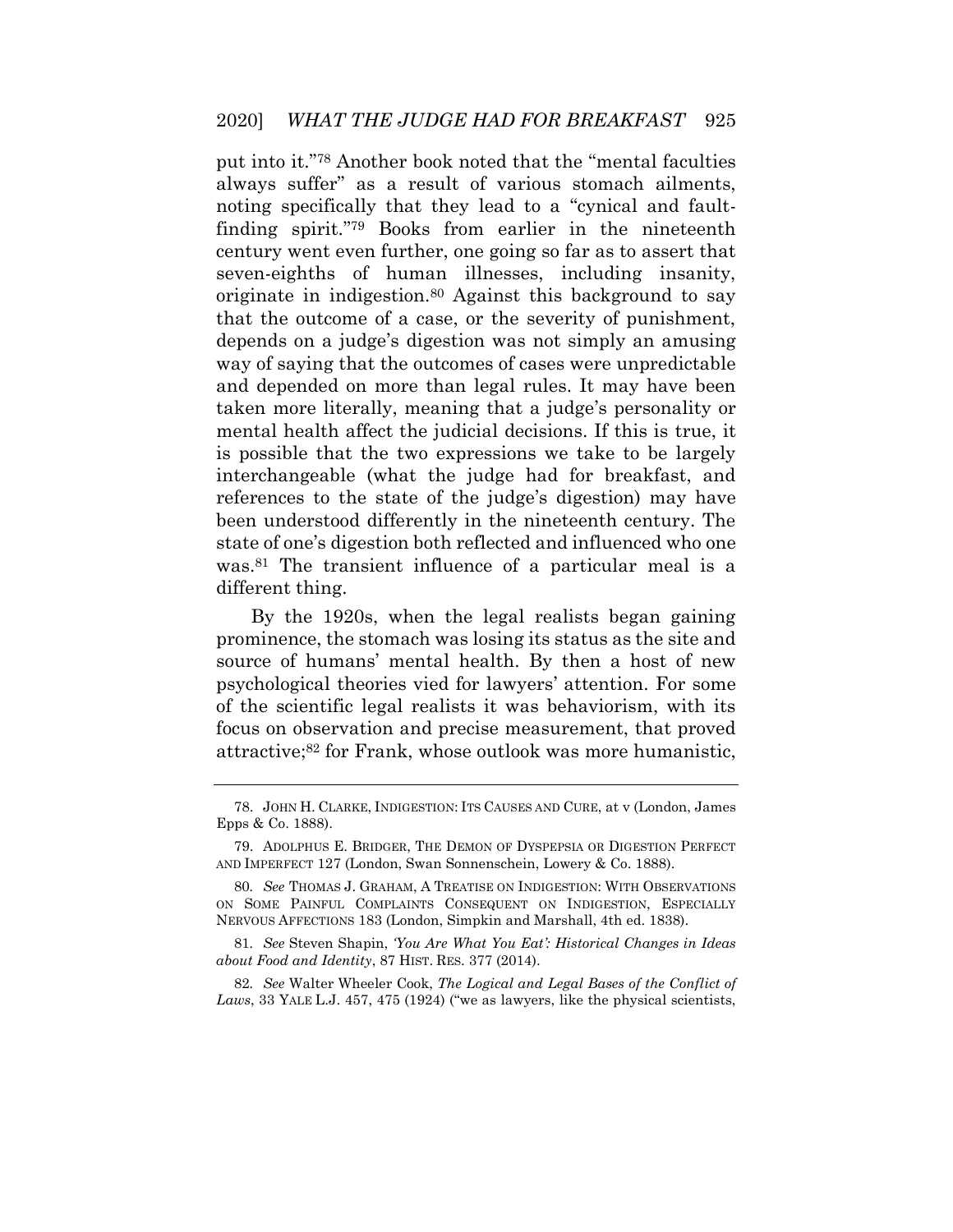put into it."[78] Another book noted that the "mental faculties always suffer" as a result of various stomach ailments, noting specifically that they lead to a "cynical and fault-finding spirit."[79] Books from earlier in the nineteenth century went even further, one going so far as to assert that seven-eighths of human illnesses, including insanity, originate in indigestion.[80] Against this background to say that the outcome of a case, or the severity of punishment, depends on a judge's digestion was not simply an amusing way of saying that the outcomes of cases were unpredictable and depended on more than legal rules. It may have been taken more literally, meaning that a judge's personality or mental health affect the judicial decisions. If this is true, it is possible that the two expressions we take to be largely interchangeable (what the judge had for breakfast, and references to the state of the judge's digestion) may have been understood differently in the nineteenth century. The state of one's digestion both reflected and influenced who one was.[81] The transient influence of a particular meal is a different thing.

By the 1920s, when the legal realists began gaining prominence, the stomach was losing its status as the site and source of humans' mental health. By then a host of new psychological theories vied for lawyers' attention. For some of the scientific legal realists it was behaviorism, with its focus on observation and precise measurement, that proved attractive;[82] for Frank, whose outlook was more humanistic,

---

78. JOHN H. CLARKE, INDIGESTION: ITS CAUSES AND CURE, at v (London, James Epps & Co. 1888).

79. ADOLPHUS E. BRIDGER, THE DEMON OF DYSPEPSIA OR DIGESTION PERFECT AND IMPERFECT 127 (London, Swan Sonnenschein, Lowery & Co. 1888).

80. *See* THOMAS J. GRAHAM, A TREATISE ON INDIGESTION: WITH OBSERVATIONS ON SOME PAINFUL COMPLAINTS CONSEQUENT ON INDIGESTION, ESPECIALLY NERVOUS AFFECTIONS 183 (London, Simpkin and Marshall, 4th ed. 1838).

81. *See* Steven Shapin, *'You Are What You Eat': Historical Changes in Ideas about Food and Identity*, 87 HIST. RES. 377 (2014).

82. *See* Walter Wheeler Cook, *The Logical and Legal Bases of the Conflict of Laws*, 33 YALE L.J. 457, 475 (1924) ("we as lawyers, like the physical scientists,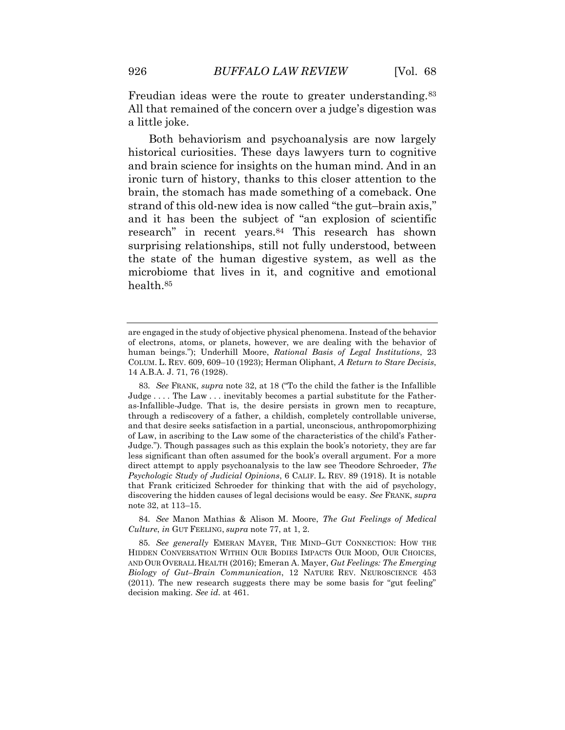Freudian ideas were the route to greater understanding.[83] All that remained of the concern over a judge's digestion was a little joke.

Both behaviorism and psychoanalysis are now largely historical curiosities. These days lawyers turn to cognitive and brain science for insights on the human mind. And in an ironic turn of history, thanks to this closer attention to the brain, the stomach has made something of a comeback. One strand of this old-new idea is now called "the gut–brain axis," and it has been the subject of "an explosion of scientific research" in recent years.[84] This research has shown surprising relationships, still not fully understood, between the state of the human digestive system, as well as the microbiome that lives in it, and cognitive and emotional health.[85]

---

are engaged in the study of objective physical phenomena. Instead of the behavior of electrons, atoms, or planets, however, we are dealing with the behavior of human beings."); Underhill Moore, *Rational Basis of Legal Institutions*, 23 COLUM. L. REV. 609, 609–10 (1923); Herman Oliphant, *A Return to Stare Decisis*, 14 A.B.A. J. 71, 76 (1928).

83. *See* FRANK, *supra* note 32, at 18 ("To the child the father is the Infallible Judge . . . . The Law . . . inevitably becomes a partial substitute for the Father-as-Infallible-Judge. That is, the desire persists in grown men to recapture, through a rediscovery of a father, a childish, completely controllable universe, and that desire seeks satisfaction in a partial, unconscious, anthropomorphizing of Law, in ascribing to the Law some of the characteristics of the child's Father-Judge."). Though passages such as this explain the book's notoriety, they are far less significant than often assumed for the book's overall argument. For a more direct attempt to apply psychoanalysis to the law see Theodore Schroeder, *The Psychologic Study of Judicial Opinions*, 6 CALIF. L. REV. 89 (1918). It is notable that Frank criticized Schroeder for thinking that with the aid of psychology, discovering the hidden causes of legal decisions would be easy. *See* FRANK, *supra* note 32, at 113–15.

84. *See* Manon Mathias & Alison M. Moore, *The Gut Feelings of Medical Culture*, *in* GUT FEELING, *supra* note 77, at 1, 2.

85. *See generally* EMERAN MAYER, THE MIND–GUT CONNECTION: HOW THE HIDDEN CONVERSATION WITHIN OUR BODIES IMPACTS OUR MOOD, OUR CHOICES, AND OUR OVERALL HEALTH (2016); Emeran A. Mayer, *Gut Feelings: The Emerging Biology of Gut–Brain Communication*, 12 NATURE REV. NEUROSCIENCE 453 (2011). The new research suggests there may be some basis for "gut feeling" decision making. *See id.* at 461.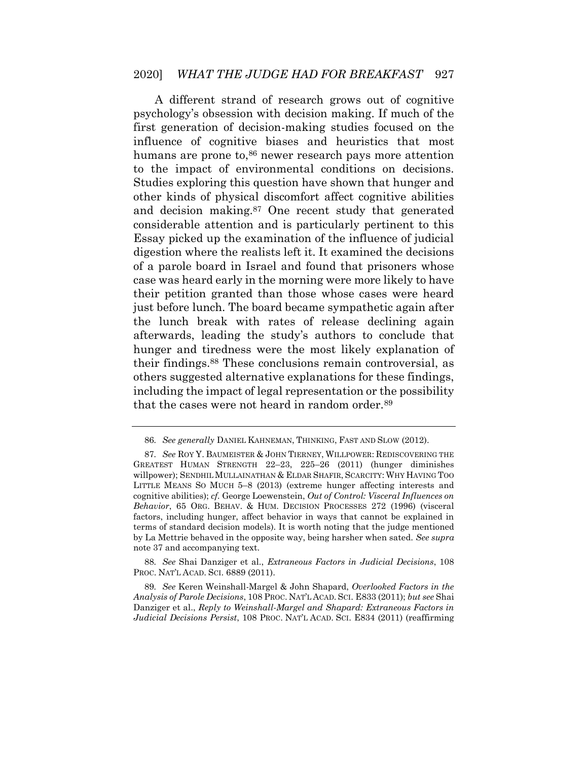A different strand of research grows out of cognitive psychology's obsession with decision making. If much of the first generation of decision-making studies focused on the influence of cognitive biases and heuristics that most humans are prone to,[86] newer research pays more attention to the impact of environmental conditions on decisions. Studies exploring this question have shown that hunger and other kinds of physical discomfort affect cognitive abilities and decision making.[87] One recent study that generated considerable attention and is particularly pertinent to this Essay picked up the examination of the influence of judicial digestion where the realists left it. It examined the decisions of a parole board in Israel and found that prisoners whose case was heard early in the morning were more likely to have their petition granted than those whose cases were heard just before lunch. The board became sympathetic again after the lunch break with rates of release declining again afterwards, leading the study's authors to conclude that hunger and tiredness were the most likely explanation of their findings.[88] These conclusions remain controversial, as others suggested alternative explanations for these findings, including the impact of legal representation or the possibility that the cases were not heard in random order.[89]

---

86. *See generally* DANIEL KAHNEMAN, THINKING, FAST AND SLOW (2012).

87. *See* ROY Y. BAUMEISTER & JOHN TIERNEY, WILLPOWER: REDISCOVERING THE GREATEST HUMAN STRENGTH 22–23, 225–26 (2011) (hunger diminishes willpower); SENDHIL MULLAINATHAN & ELDAR SHAFIR, SCARCITY: WHY HAVING TOO LITTLE MEANS SO MUCH 5–8 (2013) (extreme hunger affecting interests and cognitive abilities); *cf.* George Loewenstein, *Out of Control: Visceral Influences on Behavior*, 65 ORG. BEHAV. & HUM. DECISION PROCESSES 272 (1996) (visceral factors, including hunger, affect behavior in ways that cannot be explained in terms of standard decision models). It is worth noting that the judge mentioned by La Mettrie behaved in the opposite way, being harsher when sated. *See supra* note 37 and accompanying text.

88. *See* Shai Danziger et al., *Extraneous Factors in Judicial Decisions*, 108 PROC. NAT'L ACAD. SCI. 6889 (2011).

89. *See* Keren Weinshall-Margel & John Shapard, *Overlooked Factors in the Analysis of Parole Decisions*, 108 PROC. NAT'L ACAD. SCI. E833 (2011); *but see* Shai Danziger et al., *Reply to Weinshall-Margel and Shapard: Extraneous Factors in Judicial Decisions Persist*, 108 PROC. NAT'L ACAD. SCI. E834 (2011) (reaffirming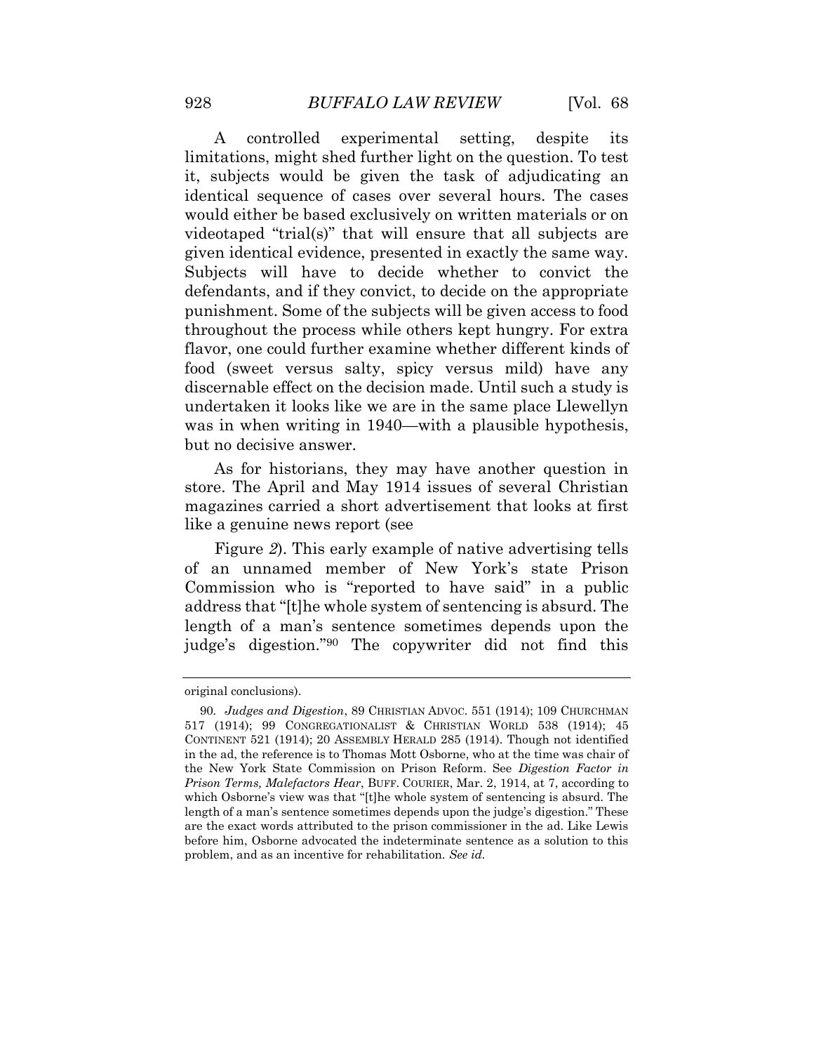A controlled experimental setting, despite its limitations, might shed further light on the question. To test it, subjects would be given the task of adjudicating an identical sequence of cases over several hours. The cases would either be based exclusively on written materials or on videotaped "trial(s)" that will ensure that all subjects are given identical evidence, presented in exactly the same way. Subjects will have to decide whether to convict the defendants, and if they convict, to decide on the appropriate punishment. Some of the subjects will be given access to food throughout the process while others kept hungry. For extra flavor, one could further examine whether different kinds of food (sweet versus salty, spicy versus mild) have any discernable effect on the decision made. Until such a study is undertaken it looks like we are in the same place Llewellyn was in when writing in 1940—with a plausible hypothesis, but no decisive answer.

As for historians, they may have another question in store. The April and May 1914 issues of several Christian magazines carried a short advertisement that looks at first like a genuine news report (see

Figure *2*). This early example of native advertising tells of an unnamed member of New York's state Prison Commission who is "reported to have said" in a public address that "[t]he whole system of sentencing is absurd. The length of a man's sentence sometimes depends upon the judge's digestion."[90] The copywriter did not find this

---

original conclusions).

90. *Judges and Digestion*, 89 CHRISTIAN ADVOC. 551 (1914); 109 CHURCHMAN 517 (1914); 99 CONGREGATIONALIST & CHRISTIAN WORLD 538 (1914); 45 CONTINENT 521 (1914); 20 ASSEMBLY HERALD 285 (1914). Though not identified in the ad, the reference is to Thomas Mott Osborne, who at the time was chair of the New York State Commission on Prison Reform. See *Digestion Factor in Prison Terms, Malefactors Hear*, BUFF. COURIER, Mar. 2, 1914, at 7, according to which Osborne's view was that "[t]he whole system of sentencing is absurd. The length of a man's sentence sometimes depends upon the judge's digestion." These are the exact words attributed to the prison commissioner in the ad. Like Lewis before him, Osborne advocated the indeterminate sentence as a solution to this problem, and as an incentive for rehabilitation. *See id.*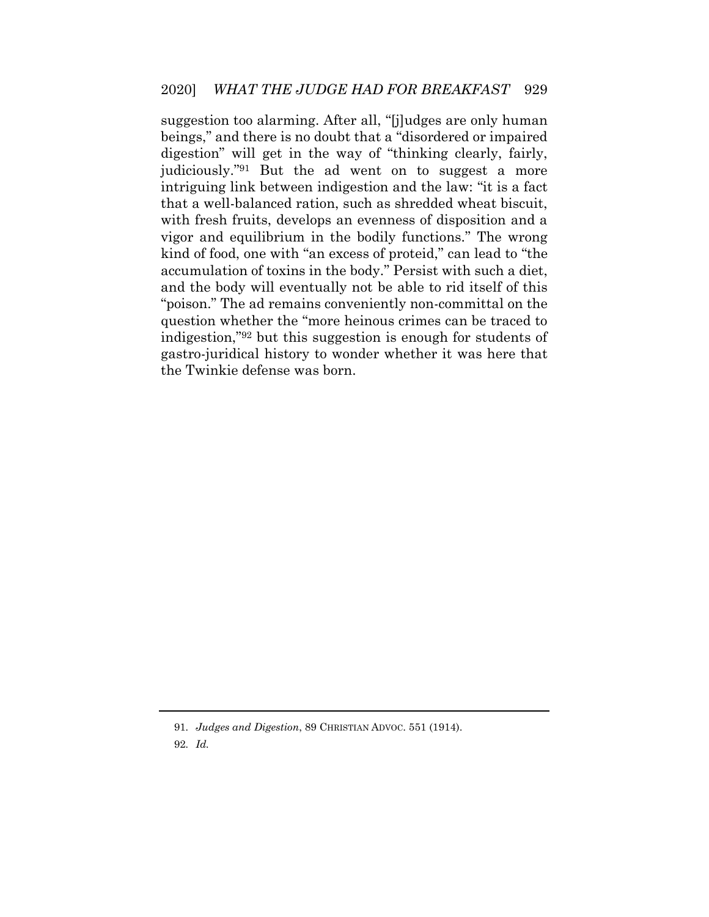suggestion too alarming. After all, "[j]udges are only human beings," and there is no doubt that a "disordered or impaired digestion" will get in the way of "thinking clearly, fairly, judiciously."[91] But the ad went on to suggest a more intriguing link between indigestion and the law: "it is a fact that a well-balanced ration, such as shredded wheat biscuit, with fresh fruits, develops an evenness of disposition and a vigor and equilibrium in the bodily functions." The wrong kind of food, one with "an excess of proteid," can lead to "the accumulation of toxins in the body." Persist with such a diet, and the body will eventually not be able to rid itself of this "poison." The ad remains conveniently non-committal on the question whether the "more heinous crimes can be traced to indigestion,"[92] but this suggestion is enough for students of gastro-juridical history to wonder whether it was here that the Twinkie defense was born.

---

91. *Judges and Digestion*, 89 CHRISTIAN ADVOC. 551 (1914).

92. *Id.*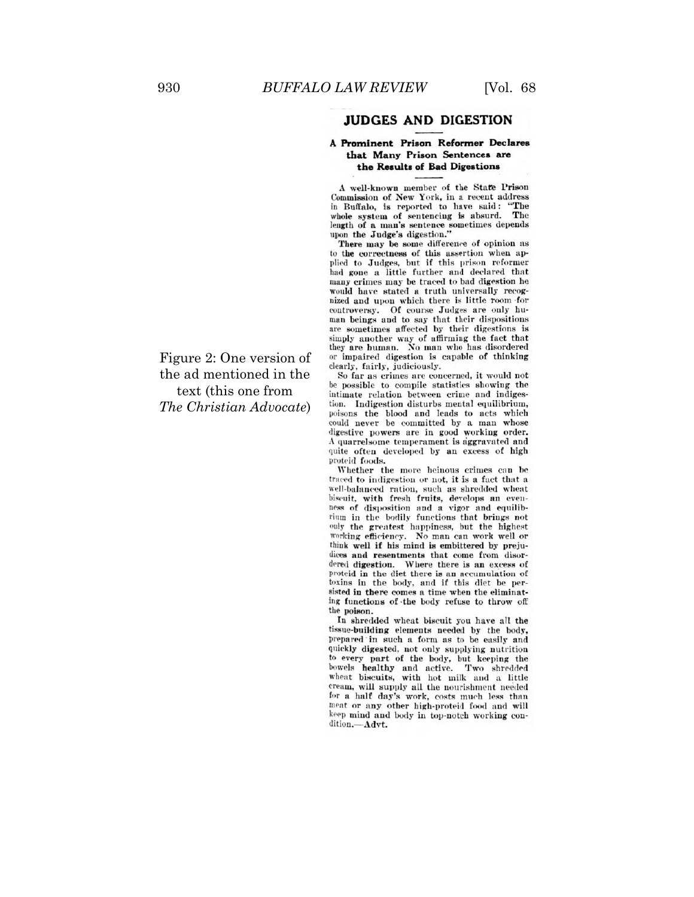Figure 2: One version of the ad mentioned in the text (this one from *The Christian Advocate*)

## JUDGES AND DIGESTION

### A Prominent Prison Reformer Declares that Many Prison Sentences are the Results of Bad Digestions

A well-known member of the State Prison Commission of New York, in a recent address in Buffalo, is reported to have said: "The whole system of sentencing is absurd. The length of a man's sentence sometimes depends upon the Judge's digestion."

There may be some difference of opinion as to the correctness of this assertion when applied to Judges, but if this prison reformer had gone a little further and declared that many crimes may be traced to bad digestion he would have stated a truth universally recognized and upon which there is little room for controversy. Of course Judges are only human beings and to say that their dispositions are sometimes affected by their digestions is simply another way of affirming the fact that they are human. No man who has disordered or impaired digestion is capable of thinking clearly, fairly, judiciously.

So far as crimes are concerned, it would not be possible to compile statistics showing the intimate relation between crime and indigestion. Indigestion disturbs mental equilibrium, poisons the blood and leads to acts which could never be committed by a man whose digestive powers are in good working order. A quarrelsome temperament is aggravated and quite often developed by an excess of high proteid foods.

Whether the more heinous crimes can be traced to indigestion or not, it is a fact that a well-balanced ration, such as shredded wheat biscuit, with fresh fruits, develops an evenness of disposition and a vigor and equilibrium in the bodily functions that brings not only the greatest happiness, but the highest working efficiency. No man can work well or think well if his mind is embittered by prejudices and resentments that come from disordered digestion. Where there is an excess of proteid in the diet there is an accumulation of toxins in the body, and if this diet be persisted in there comes a time when the eliminating functions of the body refuse to throw off the poison.

In shredded wheat biscuit you have all the tissue-building elements needed by the body, prepared in such a form as to be easily and quickly digested, not only supplying nutrition to every part of the body, but keeping the bowels healthy and active. Two shredded wheat biscuits, with hot milk and a little cream, will supply all the nourishment needed for a half day's work, costs much less than meat or any other high-proteid food and will keep mind and body in top-notch working condition.—Advt.